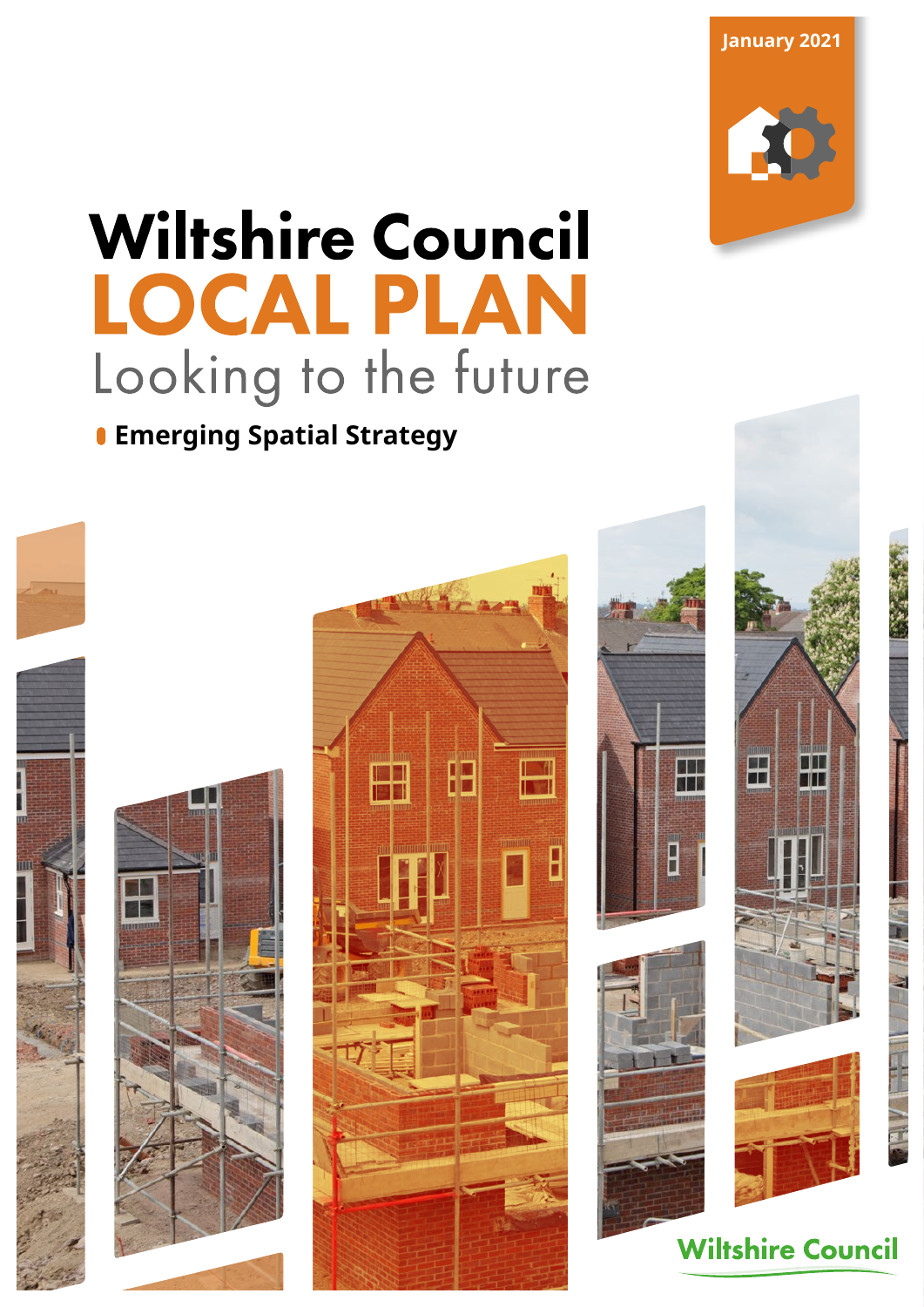January 2021

# Wiltshire Council
# LOCAL PLAN
## Looking to the future

**Emerging Spatial Strategy**

Wiltshire Council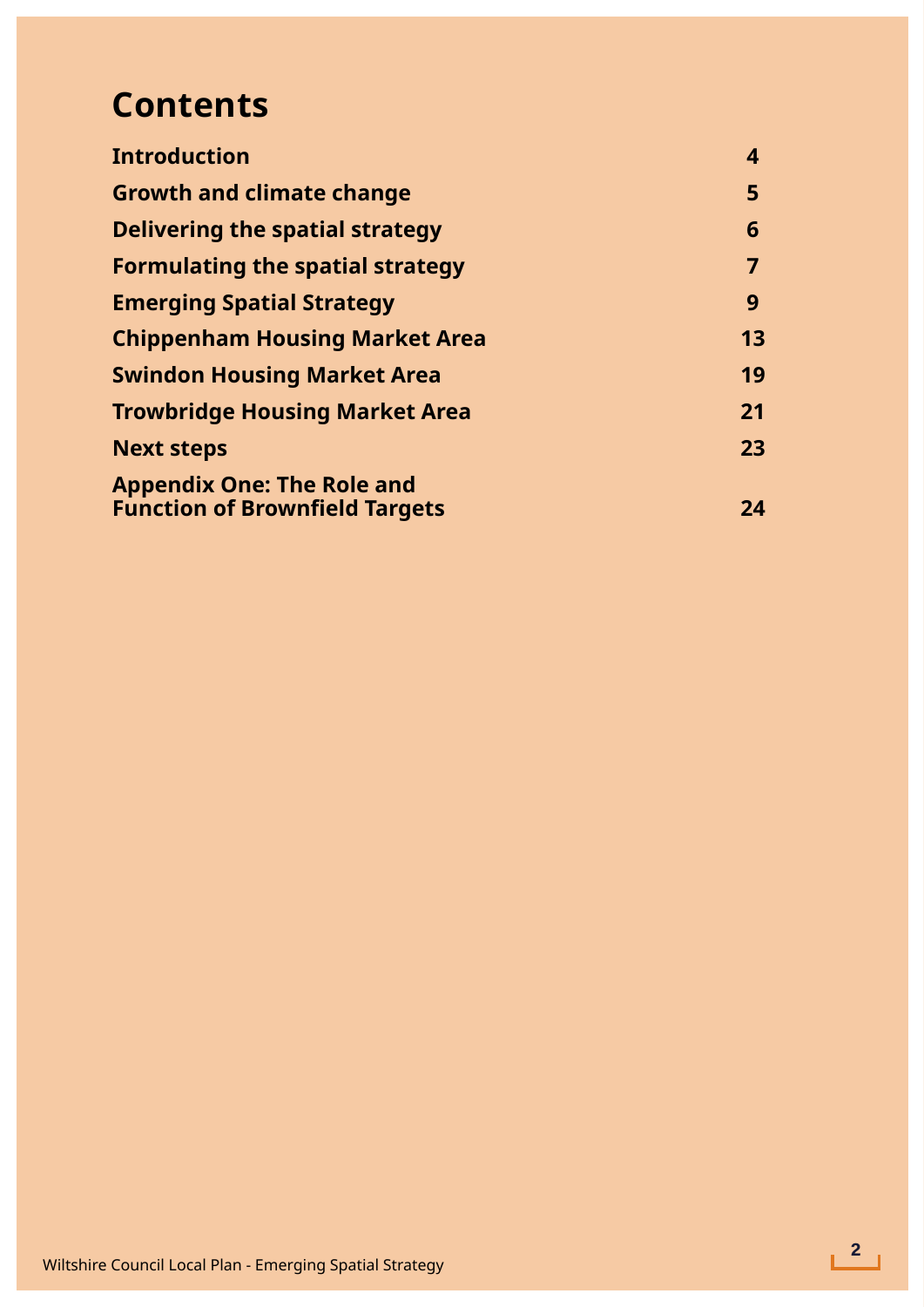# Contents

| | |
|---|---|
| **Introduction** | **4** |
| **Growth and climate change** | **5** |
| **Delivering the spatial strategy** | **6** |
| **Formulating the spatial strategy** | **7** |
| **Emerging Spatial Strategy** | **9** |
| **Chippenham Housing Market Area** | **13** |
| **Swindon Housing Market Area** | **19** |
| **Trowbridge Housing Market Area** | **21** |
| **Next steps** | **23** |
| **Appendix One: The Role and Function of Brownfield Targets** | **24** |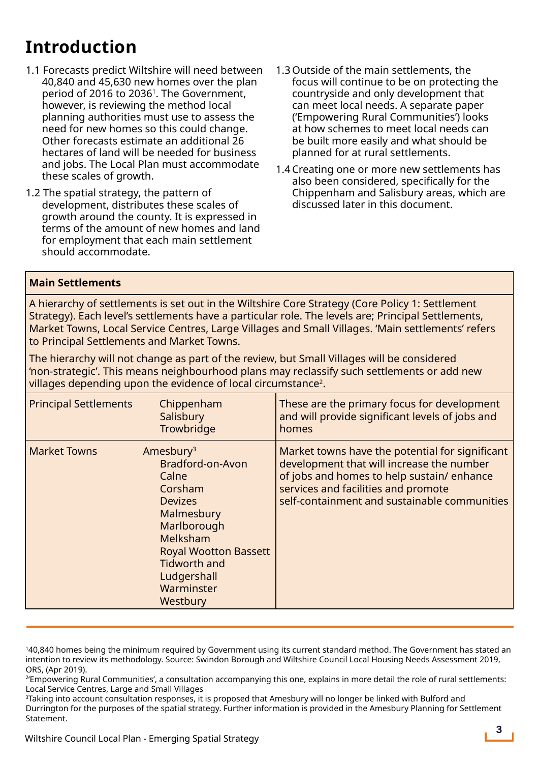# Introduction

1.1 Forecasts predict Wiltshire will need between 40,840 and 45,630 new homes over the plan period of 2016 to 2036[1]. The Government, however, is reviewing the method local planning authorities must use to assess the need for new homes so this could change. Other forecasts estimate an additional 26 hectares of land will be needed for business and jobs. The Local Plan must accommodate these scales of growth.

1.2 The spatial strategy, the pattern of development, distributes these scales of growth around the county. It is expressed in terms of the amount of new homes and land for employment that each main settlement should accommodate.

1.3 Outside of the main settlements, the focus will continue to be on protecting the countryside and only development that can meet local needs. A separate paper ('Empowering Rural Communities') looks at how schemes to meet local needs can be built more easily and what should be planned for at rural settlements.

1.4 Creating one or more new settlements has also been considered, specifically for the Chippenham and Salisbury areas, which are discussed later in this document.

**Main Settlements**

A hierarchy of settlements is set out in the Wiltshire Core Strategy (Core Policy 1: Settlement Strategy). Each level's settlements have a particular role. The levels are; Principal Settlements, Market Towns, Local Service Centres, Large Villages and Small Villages. 'Main settlements' refers to Principal Settlements and Market Towns.

The hierarchy will not change as part of the review, but Small Villages will be considered 'non-strategic'. This means neighbourhood plans may reclassify such settlements or add new villages depending upon the evidence of local circumstance[2].

| Level | Settlements | Role |
|---|---|---|
| Principal Settlements | Chippenham<br>Salisbury<br>Trowbridge | These are the primary focus for development and will provide significant levels of jobs and homes |
| Market Towns | Amesbury[3]<br>Bradford-on-Avon<br>Calne<br>Corsham<br>Devizes<br>Malmesbury<br>Marlborough<br>Melksham<br>Royal Wootton Bassett<br>Tidworth and Ludgershall<br>Warminster<br>Westbury | Market towns have the potential for significant development that will increase the number of jobs and homes to help sustain/ enhance services and facilities and promote self-containment and sustainable communities |

[1] 40,840 homes being the minimum required by Government using its current standard method. The Government has stated an intention to review its methodology. Source: Swindon Borough and Wiltshire Council Local Housing Needs Assessment 2019, ORS, (Apr 2019).

[2] 'Empowering Rural Communities', a consultation accompanying this one, explains in more detail the role of rural settlements: Local Service Centres, Large and Small Villages

[3] Taking into account consultation responses, it is proposed that Amesbury will no longer be linked with Bulford and Durrington for the purposes of the spatial strategy. Further information is provided in the Amesbury Planning for Settlement Statement.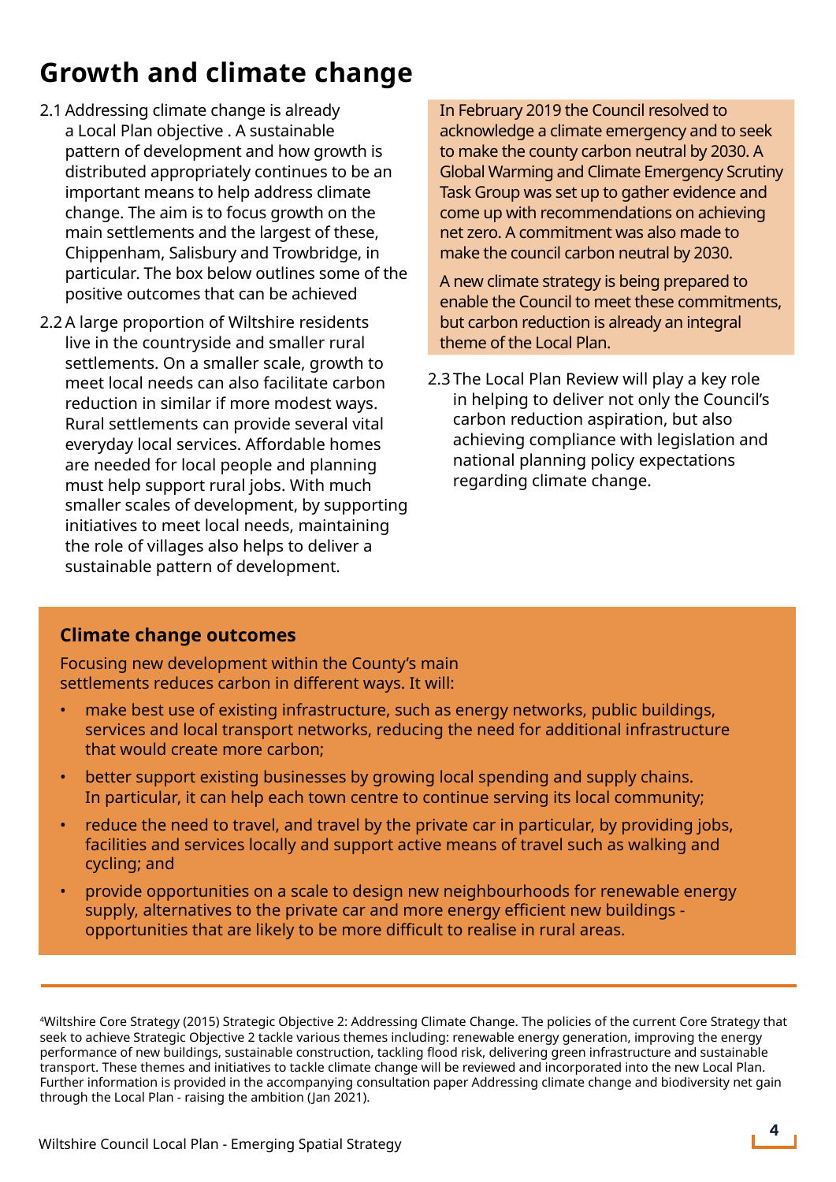# Growth and climate change

2.1 Addressing climate change is already a Local Plan objective . A sustainable pattern of development and how growth is distributed appropriately continues to be an important means to help address climate change. The aim is to focus growth on the main settlements and the largest of these, Chippenham, Salisbury and Trowbridge, in particular. The box below outlines some of the positive outcomes that can be achieved

2.2 A large proportion of Wiltshire residents live in the countryside and smaller rural settlements. On a smaller scale, growth to meet local needs can also facilitate carbon reduction in similar if more modest ways. Rural settlements can provide several vital everyday local services. Affordable homes are needed for local people and planning must help support rural jobs. With much smaller scales of development, by supporting initiatives to meet local needs, maintaining the role of villages also helps to deliver a sustainable pattern of development.

In February 2019 the Council resolved to acknowledge a climate emergency and to seek to make the county carbon neutral by 2030. A Global Warming and Climate Emergency Scrutiny Task Group was set up to gather evidence and come up with recommendations on achieving net zero. A commitment was also made to make the council carbon neutral by 2030.

A new climate strategy is being prepared to enable the Council to meet these commitments, but carbon reduction is already an integral theme of the Local Plan.

2.3 The Local Plan Review will play a key role in helping to deliver not only the Council's carbon reduction aspiration, but also achieving compliance with legislation and national planning policy expectations regarding climate change.

### Climate change outcomes

Focusing new development within the County's main settlements reduces carbon in different ways. It will:

- make best use of existing infrastructure, such as energy networks, public buildings, services and local transport networks, reducing the need for additional infrastructure that would create more carbon;
- better support existing businesses by growing local spending and supply chains. In particular, it can help each town centre to continue serving its local community;
- reduce the need to travel, and travel by the private car in particular, by providing jobs, facilities and services locally and support active means of travel such as walking and cycling; and
- provide opportunities on a scale to design new neighbourhoods for renewable energy supply, alternatives to the private car and more energy efficient new buildings - opportunities that are likely to be more difficult to realise in rural areas.

---

[4] Wiltshire Core Strategy (2015) Strategic Objective 2: Addressing Climate Change. The policies of the current Core Strategy that seek to achieve Strategic Objective 2 tackle various themes including: renewable energy generation, improving the energy performance of new buildings, sustainable construction, tackling flood risk, delivering green infrastructure and sustainable transport. These themes and initiatives to tackle climate change will be reviewed and incorporated into the new Local Plan. Further information is provided in the accompanying consultation paper Addressing climate change and biodiversity net gain through the Local Plan - raising the ambition (Jan 2021).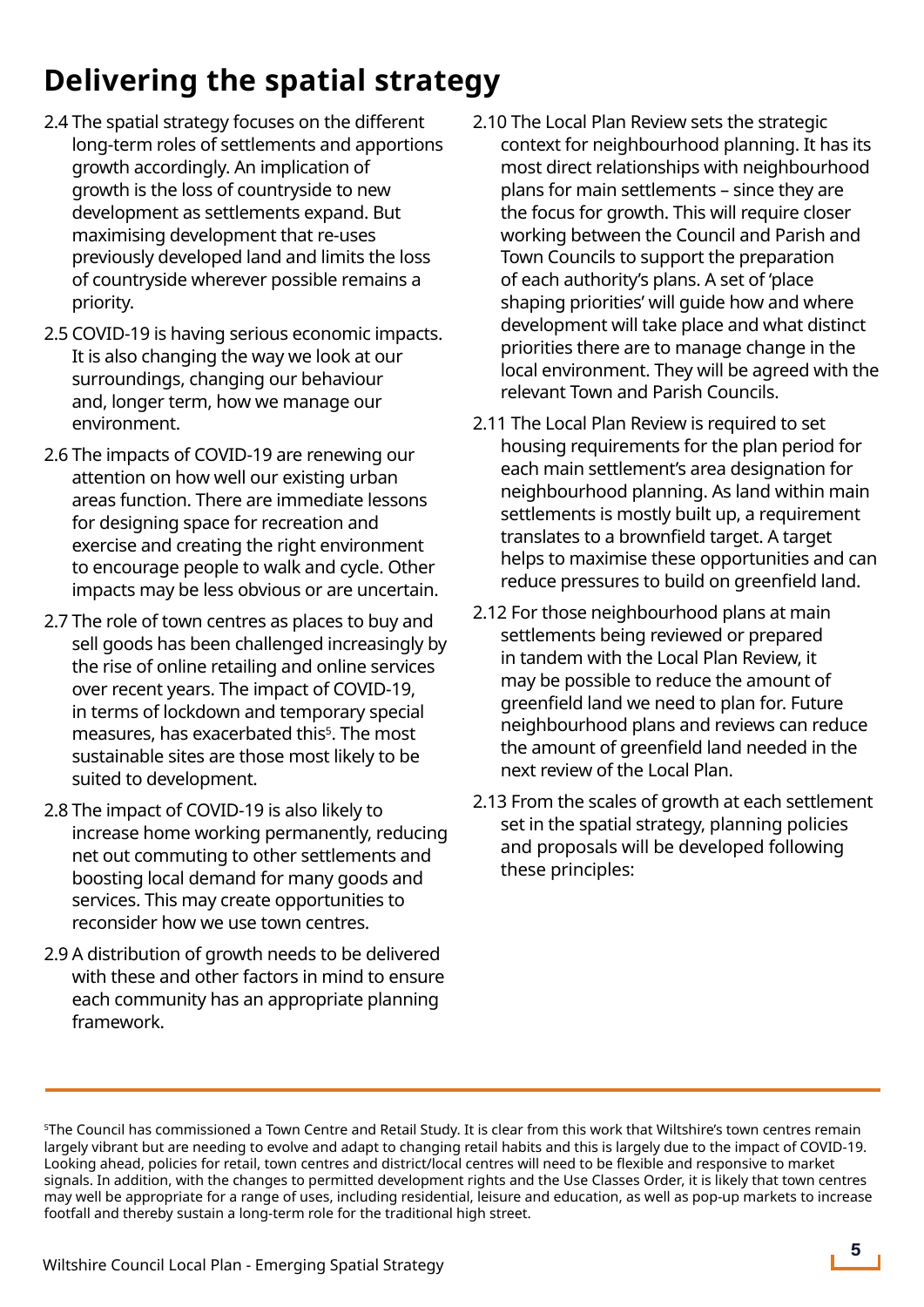# Delivering the spatial strategy

2.4 The spatial strategy focuses on the different long-term roles of settlements and apportions growth accordingly. An implication of growth is the loss of countryside to new development as settlements expand. But maximising development that re-uses previously developed land and limits the loss of countryside wherever possible remains a priority.

2.5 COVID-19 is having serious economic impacts. It is also changing the way we look at our surroundings, changing our behaviour and, longer term, how we manage our environment.

2.6 The impacts of COVID-19 are renewing our attention on how well our existing urban areas function. There are immediate lessons for designing space for recreation and exercise and creating the right environment to encourage people to walk and cycle. Other impacts may be less obvious or are uncertain.

2.7 The role of town centres as places to buy and sell goods has been challenged increasingly by the rise of online retailing and online services over recent years. The impact of COVID-19, in terms of lockdown and temporary special measures, has exacerbated this[5]. The most sustainable sites are those most likely to be suited to development.

2.8 The impact of COVID-19 is also likely to increase home working permanently, reducing net out commuting to other settlements and boosting local demand for many goods and services. This may create opportunities to reconsider how we use town centres.

2.9 A distribution of growth needs to be delivered with these and other factors in mind to ensure each community has an appropriate planning framework.

2.10 The Local Plan Review sets the strategic context for neighbourhood planning. It has its most direct relationships with neighbourhood plans for main settlements – since they are the focus for growth. This will require closer working between the Council and Parish and Town Councils to support the preparation of each authority's plans. A set of 'place shaping priorities' will guide how and where development will take place and what distinct priorities there are to manage change in the local environment. They will be agreed with the relevant Town and Parish Councils.

2.11 The Local Plan Review is required to set housing requirements for the plan period for each main settlement's area designation for neighbourhood planning. As land within main settlements is mostly built up, a requirement translates to a brownfield target. A target helps to maximise these opportunities and can reduce pressures to build on greenfield land.

2.12 For those neighbourhood plans at main settlements being reviewed or prepared in tandem with the Local Plan Review, it may be possible to reduce the amount of greenfield land we need to plan for. Future neighbourhood plans and reviews can reduce the amount of greenfield land needed in the next review of the Local Plan.

2.13 From the scales of growth at each settlement set in the spatial strategy, planning policies and proposals will be developed following these principles:

---

[5] The Council has commissioned a Town Centre and Retail Study. It is clear from this work that Wiltshire's town centres remain largely vibrant but are needing to evolve and adapt to changing retail habits and this is largely due to the impact of COVID-19. Looking ahead, policies for retail, town centres and district/local centres will need to be flexible and responsive to market signals. In addition, with the changes to permitted development rights and the Use Classes Order, it is likely that town centres may well be appropriate for a range of uses, including residential, leisure and education, as well as pop-up markets to increase footfall and thereby sustain a long-term role for the traditional high street.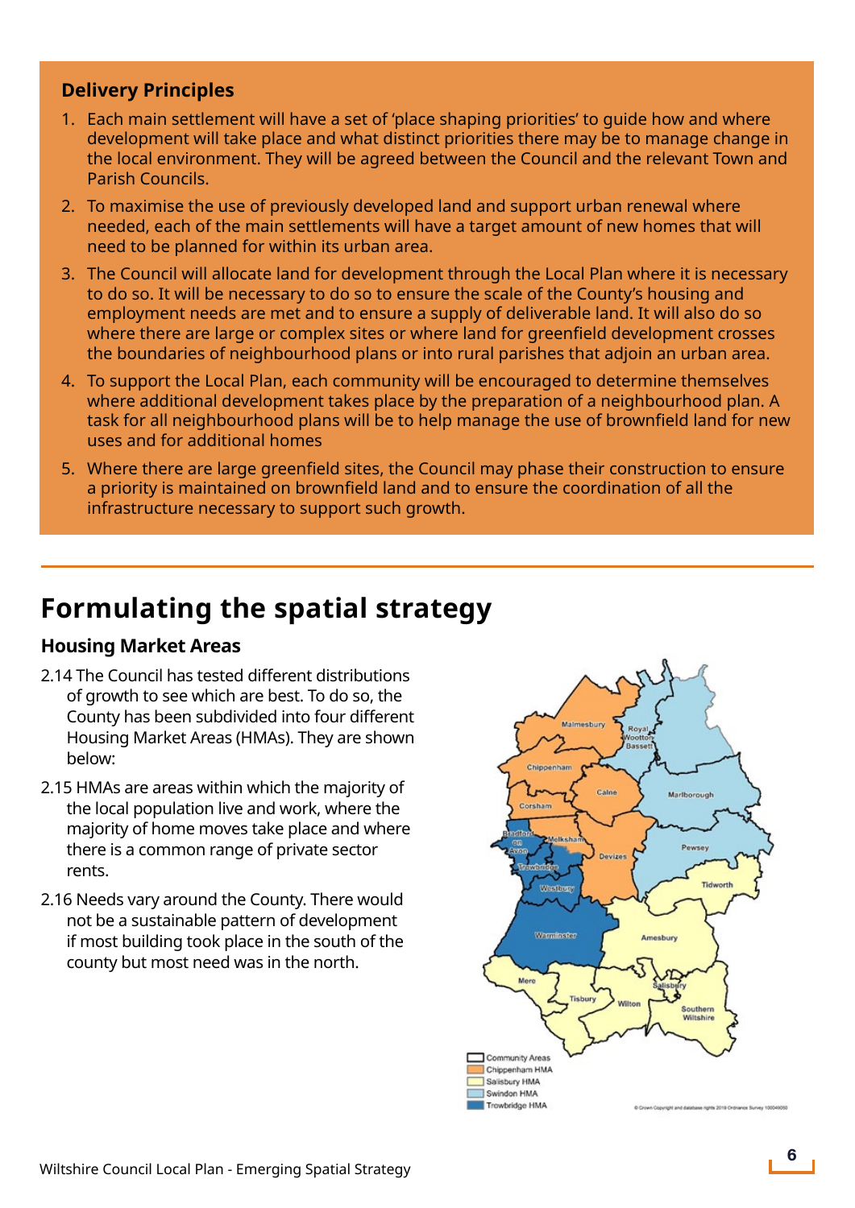**Delivery Principles**

1. Each main settlement will have a set of 'place shaping priorities' to guide how and where development will take place and what distinct priorities there may be to manage change in the local environment. They will be agreed between the Council and the relevant Town and Parish Councils.
2. To maximise the use of previously developed land and support urban renewal where needed, each of the main settlements will have a target amount of new homes that will need to be planned for within its urban area.
3. The Council will allocate land for development through the Local Plan where it is necessary to do so. It will be necessary to do so to ensure the scale of the County's housing and employment needs are met and to ensure a supply of deliverable land. It will also do so where there are large or complex sites or where land for greenfield development crosses the boundaries of neighbourhood plans or into rural parishes that adjoin an urban area.
4. To support the Local Plan, each community will be encouraged to determine themselves where additional development takes place by the preparation of a neighbourhood plan. A task for all neighbourhood plans will be to help manage the use of brownfield land for new uses and for additional homes
5. Where there are large greenfield sites, the Council may phase their construction to ensure a priority is maintained on brownfield land and to ensure the coordination of all the infrastructure necessary to support such growth.

# Formulating the spatial strategy

## Housing Market Areas

2.14 The Council has tested different distributions of growth to see which are best. To do so, the County has been subdivided into four different Housing Market Areas (HMAs). They are shown below:

2.15 HMAs are areas within which the majority of the local population live and work, where the majority of home moves take place and where there is a common range of private sector rents.

2.16 Needs vary around the County. There would not be a sustainable pattern of development if most building took place in the south of the county but most need was in the north.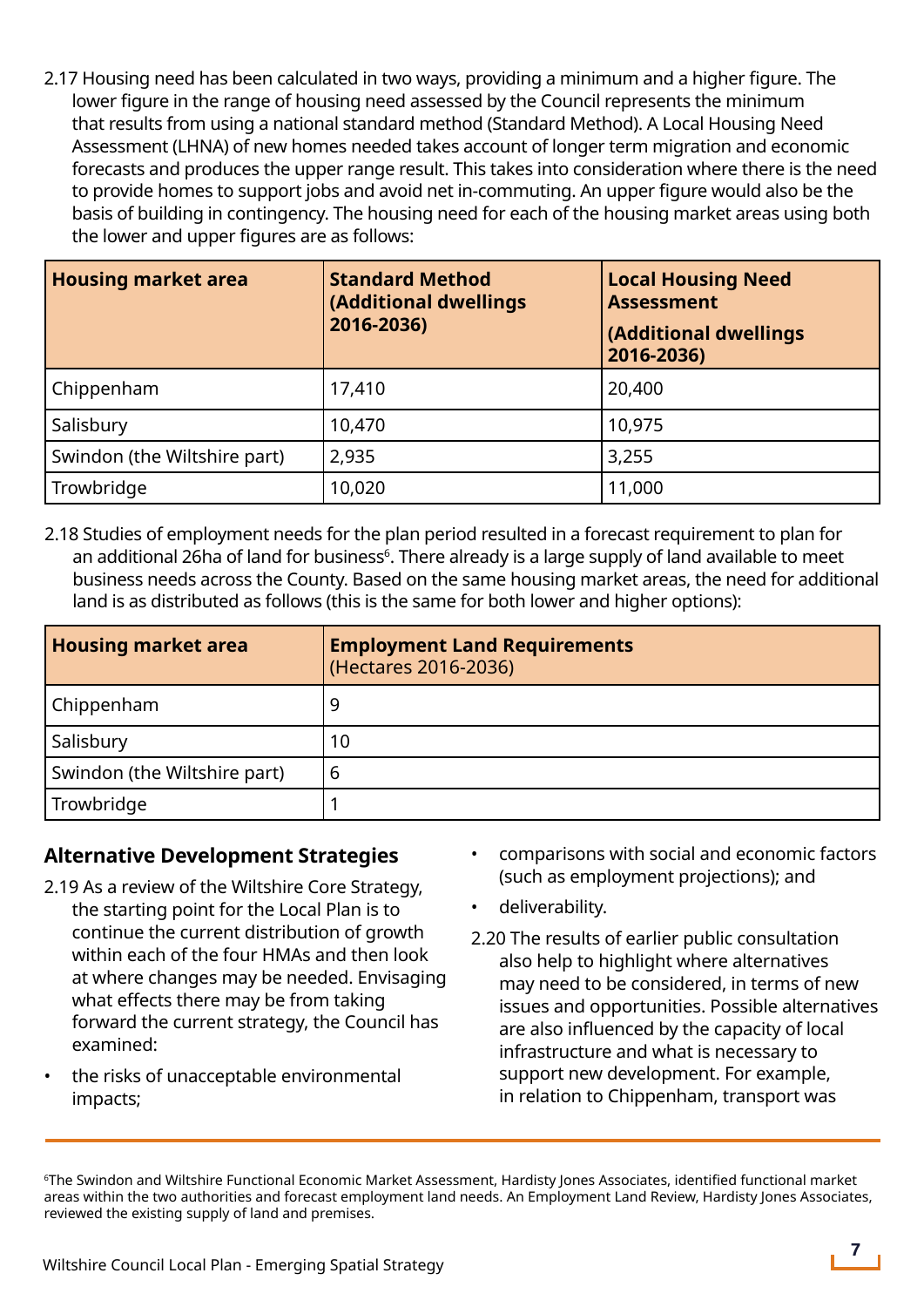2.17 Housing need has been calculated in two ways, providing a minimum and a higher figure. The lower figure in the range of housing need assessed by the Council represents the minimum that results from using a national standard method (Standard Method). A Local Housing Need Assessment (LHNA) of new homes needed takes account of longer term migration and economic forecasts and produces the upper range result. This takes into consideration where there is the need to provide homes to support jobs and avoid net in-commuting. An upper figure would also be the basis of building in contingency. The housing need for each of the housing market areas using both the lower and upper figures are as follows:

| **Housing market area** | **Standard Method (Additional dwellings 2016-2036)** | **Local Housing Need Assessment (Additional dwellings 2016-2036)** |
|---|---|---|
| Chippenham | 17,410 | 20,400 |
| Salisbury | 10,470 | 10,975 |
| Swindon (the Wiltshire part) | 2,935 | 3,255 |
| Trowbridge | 10,020 | 11,000 |

2.18 Studies of employment needs for the plan period resulted in a forecast requirement to plan for an additional 26ha of land for business[6]. There already is a large supply of land available to meet business needs across the County. Based on the same housing market areas, the need for additional land is as distributed as follows (this is the same for both lower and higher options):

| **Housing market area** | **Employment Land Requirements** (Hectares 2016-2036) |
|---|---|
| Chippenham | 9 |
| Salisbury | 10 |
| Swindon (the Wiltshire part) | 6 |
| Trowbridge | 1 |

## Alternative Development Strategies

2.19 As a review of the Wiltshire Core Strategy, the starting point for the Local Plan is to continue the current distribution of growth within each of the four HMAs and then look at where changes may be needed. Envisaging what effects there may be from taking forward the current strategy, the Council has examined:

- the risks of unacceptable environmental impacts;
- comparisons with social and economic factors (such as employment projections); and
- deliverability.

2.20 The results of earlier public consultation also help to highlight where alternatives may need to be considered, in terms of new issues and opportunities. Possible alternatives are also influenced by the capacity of local infrastructure and what is necessary to support new development. For example, in relation to Chippenham, transport was

[6] The Swindon and Wiltshire Functional Economic Market Assessment, Hardisty Jones Associates, identified functional market areas within the two authorities and forecast employment land needs. An Employment Land Review, Hardisty Jones Associates, reviewed the existing supply of land and premises.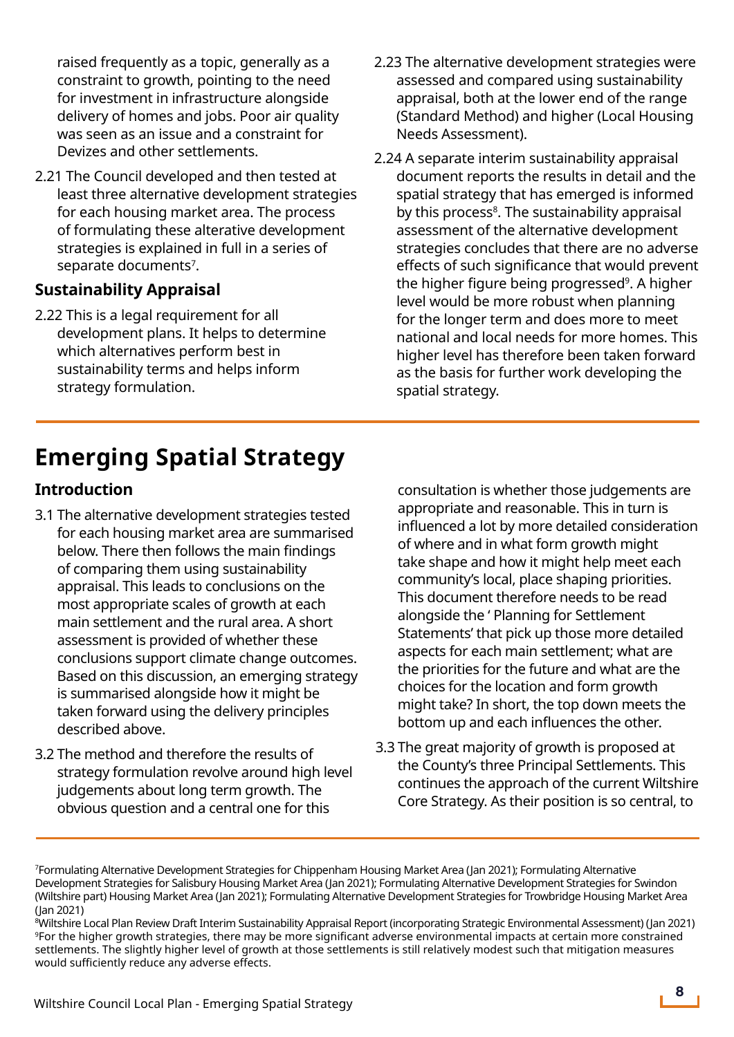raised frequently as a topic, generally as a constraint to growth, pointing to the need for investment in infrastructure alongside delivery of homes and jobs. Poor air quality was seen as an issue and a constraint for Devizes and other settlements.

2.21 The Council developed and then tested at least three alternative development strategies for each housing market area. The process of formulating these alterative development strategies is explained in full in a series of separate documents[7].

### Sustainability Appraisal

2.22 This is a legal requirement for all development plans. It helps to determine which alternatives perform best in sustainability terms and helps inform strategy formulation.

2.23 The alternative development strategies were assessed and compared using sustainability appraisal, both at the lower end of the range (Standard Method) and higher (Local Housing Needs Assessment).

2.24 A separate interim sustainability appraisal document reports the results in detail and the spatial strategy that has emerged is informed by this process[8]. The sustainability appraisal assessment of the alternative development strategies concludes that there are no adverse effects of such significance that would prevent the higher figure being progressed[9]. A higher level would be more robust when planning for the longer term and does more to meet national and local needs for more homes. This higher level has therefore been taken forward as the basis for further work developing the spatial strategy.

# Emerging Spatial Strategy

### Introduction

3.1 The alternative development strategies tested for each housing market area are summarised below. There then follows the main findings of comparing them using sustainability appraisal. This leads to conclusions on the most appropriate scales of growth at each main settlement and the rural area. A short assessment is provided of whether these conclusions support climate change outcomes. Based on this discussion, an emerging strategy is summarised alongside how it might be taken forward using the delivery principles described above.

3.2 The method and therefore the results of strategy formulation revolve around high level judgements about long term growth. The obvious question and a central one for this consultation is whether those judgements are appropriate and reasonable. This in turn is influenced a lot by more detailed consideration of where and in what form growth might take shape and how it might help meet each community's local, place shaping priorities. This document therefore needs to be read alongside the ' Planning for Settlement Statements' that pick up those more detailed aspects for each main settlement; what are the priorities for the future and what are the choices for the location and form growth might take? In short, the top down meets the bottom up and each influences the other.

3.3 The great majority of growth is proposed at the County's three Principal Settlements. This continues the approach of the current Wiltshire Core Strategy. As their position is so central, to

---

[7]Formulating Alternative Development Strategies for Chippenham Housing Market Area (Jan 2021); Formulating Alternative Development Strategies for Salisbury Housing Market Area (Jan 2021); Formulating Alternative Development Strategies for Swindon (Wiltshire part) Housing Market Area (Jan 2021); Formulating Alternative Development Strategies for Trowbridge Housing Market Area (Jan 2021)

[8]Wiltshire Local Plan Review Draft Interim Sustainability Appraisal Report (incorporating Strategic Environmental Assessment) (Jan 2021)

[9]For the higher growth strategies, there may be more significant adverse environmental impacts at certain more constrained settlements. The slightly higher level of growth at those settlements is still relatively modest such that mitigation measures would sufficiently reduce any adverse effects.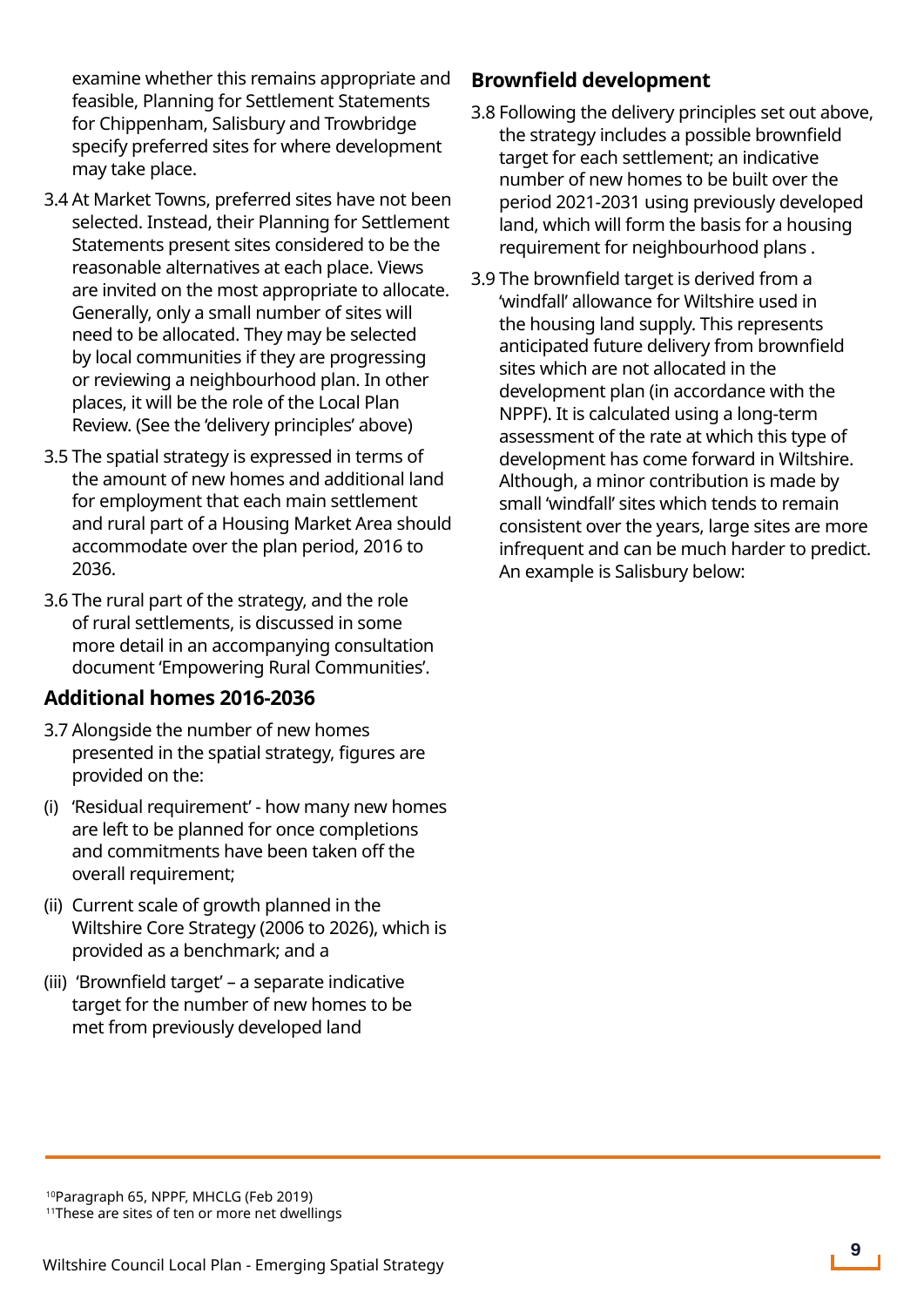examine whether this remains appropriate and feasible, Planning for Settlement Statements for Chippenham, Salisbury and Trowbridge specify preferred sites for where development may take place.

3.4 At Market Towns, preferred sites have not been selected. Instead, their Planning for Settlement Statements present sites considered to be the reasonable alternatives at each place. Views are invited on the most appropriate to allocate. Generally, only a small number of sites will need to be allocated. They may be selected by local communities if they are progressing or reviewing a neighbourhood plan. In other places, it will be the role of the Local Plan Review. (See the 'delivery principles' above)

3.5 The spatial strategy is expressed in terms of the amount of new homes and additional land for employment that each main settlement and rural part of a Housing Market Area should accommodate over the plan period, 2016 to 2036.

3.6 The rural part of the strategy, and the role of rural settlements, is discussed in some more detail in an accompanying consultation document 'Empowering Rural Communities'.

## Additional homes 2016-2036

3.7 Alongside the number of new homes presented in the spatial strategy, figures are provided on the:

(i) 'Residual requirement' - how many new homes are left to be planned for once completions and commitments have been taken off the overall requirement;

(ii) Current scale of growth planned in the Wiltshire Core Strategy (2006 to 2026), which is provided as a benchmark; and a

(iii) 'Brownfield target' – a separate indicative target for the number of new homes to be met from previously developed land

## Brownfield development

3.8 Following the delivery principles set out above, the strategy includes a possible brownfield target for each settlement; an indicative number of new homes to be built over the period 2021-2031 using previously developed land, which will form the basis for a housing requirement for neighbourhood plans .

3.9 The brownfield target is derived from a 'windfall' allowance for Wiltshire used in the housing land supply. This represents anticipated future delivery from brownfield sites which are not allocated in the development plan (in accordance with the NPPF). It is calculated using a long-term assessment of the rate at which this type of development has come forward in Wiltshire. Although, a minor contribution is made by small 'windfall' sites which tends to remain consistent over the years, large sites are more infrequent and can be much harder to predict. An example is Salisbury below:

---

[10] Paragraph 65, NPPF, MHCLG (Feb 2019)
[11] These are sites of ten or more net dwellings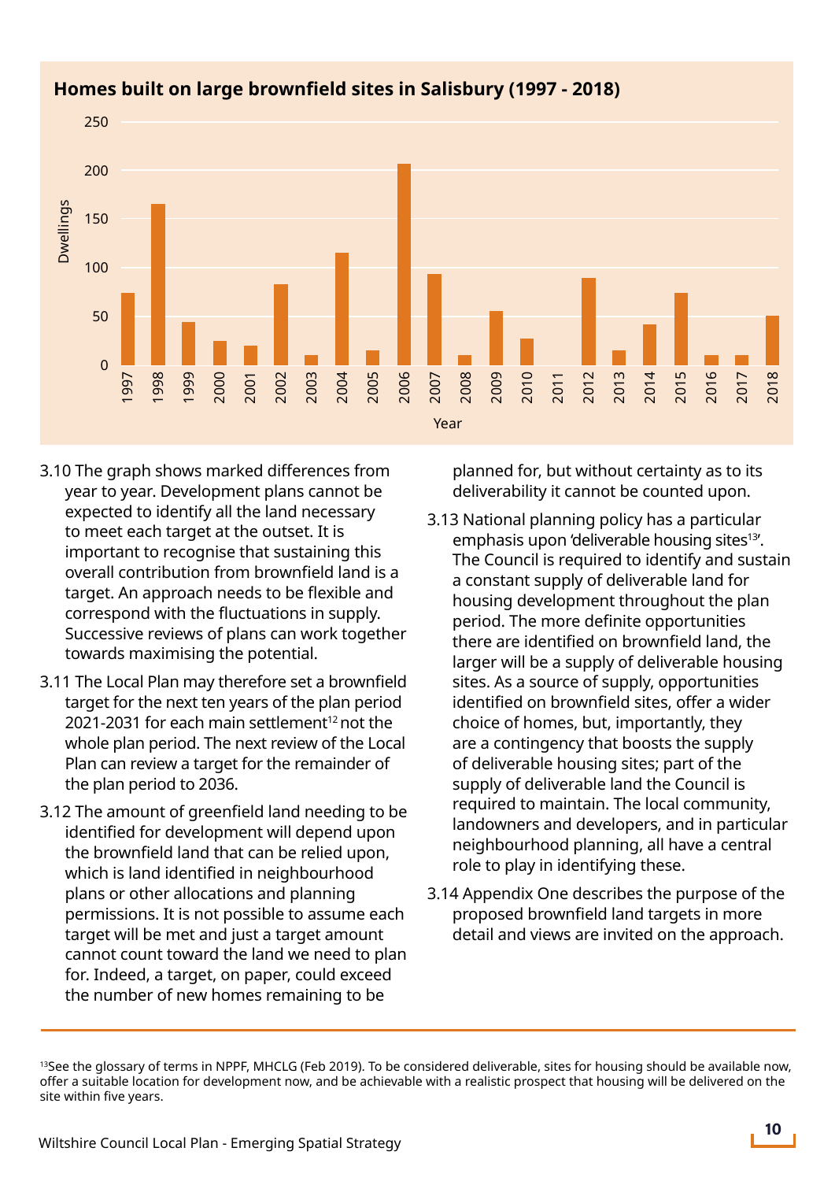**Homes built on large brownfield sites in Salisbury (1997 - 2018)**

3.10 The graph shows marked differences from year to year. Development plans cannot be expected to identify all the land necessary to meet each target at the outset. It is important to recognise that sustaining this overall contribution from brownfield land is a target. An approach needs to be flexible and correspond with the fluctuations in supply. Successive reviews of plans can work together towards maximising the potential.

3.11 The Local Plan may therefore set a brownfield target for the next ten years of the plan period 2021-2031 for each main settlement[12] not the whole plan period. The next review of the Local Plan can review a target for the remainder of the plan period to 2036.

3.12 The amount of greenfield land needing to be identified for development will depend upon the brownfield land that can be relied upon, which is land identified in neighbourhood plans or other allocations and planning permissions. It is not possible to assume each target will be met and just a target amount cannot count toward the land we need to plan for. Indeed, a target, on paper, could exceed the number of new homes remaining to be planned for, but without certainty as to its deliverability it cannot be counted upon.

3.13 National planning policy has a particular emphasis upon 'deliverable housing sites[13]'. The Council is required to identify and sustain a constant supply of deliverable land for housing development throughout the plan period. The more definite opportunities there are identified on brownfield land, the larger will be a supply of deliverable housing sites. As a source of supply, opportunities identified on brownfield sites, offer a wider choice of homes, but, importantly, they are a contingency that boosts the supply of deliverable housing sites; part of the supply of deliverable land the Council is required to maintain. The local community, landowners and developers, and in particular neighbourhood planning, all have a central role to play in identifying these.

3.14 Appendix One describes the purpose of the proposed brownfield land targets in more detail and views are invited on the approach.

---

[13]See the glossary of terms in NPPF, MHCLG (Feb 2019). To be considered deliverable, sites for housing should be available now, offer a suitable location for development now, and be achievable with a realistic prospect that housing will be delivered on the site within five years.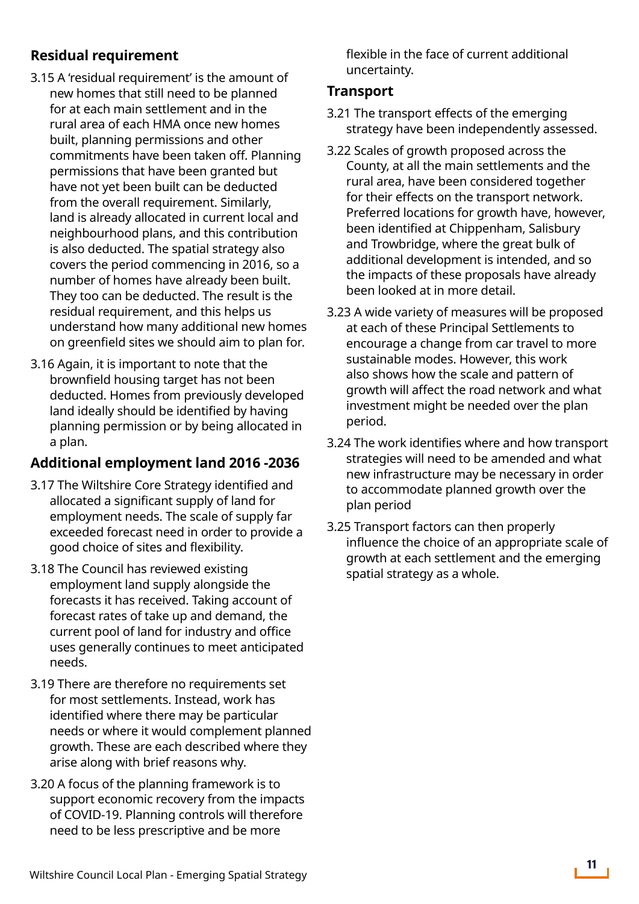## Residual requirement

3.15 A 'residual requirement' is the amount of new homes that still need to be planned for at each main settlement and in the rural area of each HMA once new homes built, planning permissions and other commitments have been taken off. Planning permissions that have been granted but have not yet been built can be deducted from the overall requirement. Similarly, land is already allocated in current local and neighbourhood plans, and this contribution is also deducted. The spatial strategy also covers the period commencing in 2016, so a number of homes have already been built. They too can be deducted. The result is the residual requirement, and this helps us understand how many additional new homes on greenfield sites we should aim to plan for.

3.16 Again, it is important to note that the brownfield housing target has not been deducted. Homes from previously developed land ideally should be identified by having planning permission or by being allocated in a plan.

## Additional employment land 2016 -2036

3.17 The Wiltshire Core Strategy identified and allocated a significant supply of land for employment needs. The scale of supply far exceeded forecast need in order to provide a good choice of sites and flexibility.

3.18 The Council has reviewed existing employment land supply alongside the forecasts it has received. Taking account of forecast rates of take up and demand, the current pool of land for industry and office uses generally continues to meet anticipated needs.

3.19 There are therefore no requirements set for most settlements. Instead, work has identified where there may be particular needs or where it would complement planned growth. These are each described where they arise along with brief reasons why.

3.20 A focus of the planning framework is to support economic recovery from the impacts of COVID-19. Planning controls will therefore need to be less prescriptive and be more flexible in the face of current additional uncertainty.

## Transport

3.21 The transport effects of the emerging strategy have been independently assessed.

3.22 Scales of growth proposed across the County, at all the main settlements and the rural area, have been considered together for their effects on the transport network. Preferred locations for growth have, however, been identified at Chippenham, Salisbury and Trowbridge, where the great bulk of additional development is intended, and so the impacts of these proposals have already been looked at in more detail.

3.23 A wide variety of measures will be proposed at each of these Principal Settlements to encourage a change from car travel to more sustainable modes. However, this work also shows how the scale and pattern of growth will affect the road network and what investment might be needed over the plan period.

3.24 The work identifies where and how transport strategies will need to be amended and what new infrastructure may be necessary in order to accommodate planned growth over the plan period

3.25 Transport factors can then properly influence the choice of an appropriate scale of growth at each settlement and the emerging spatial strategy as a whole.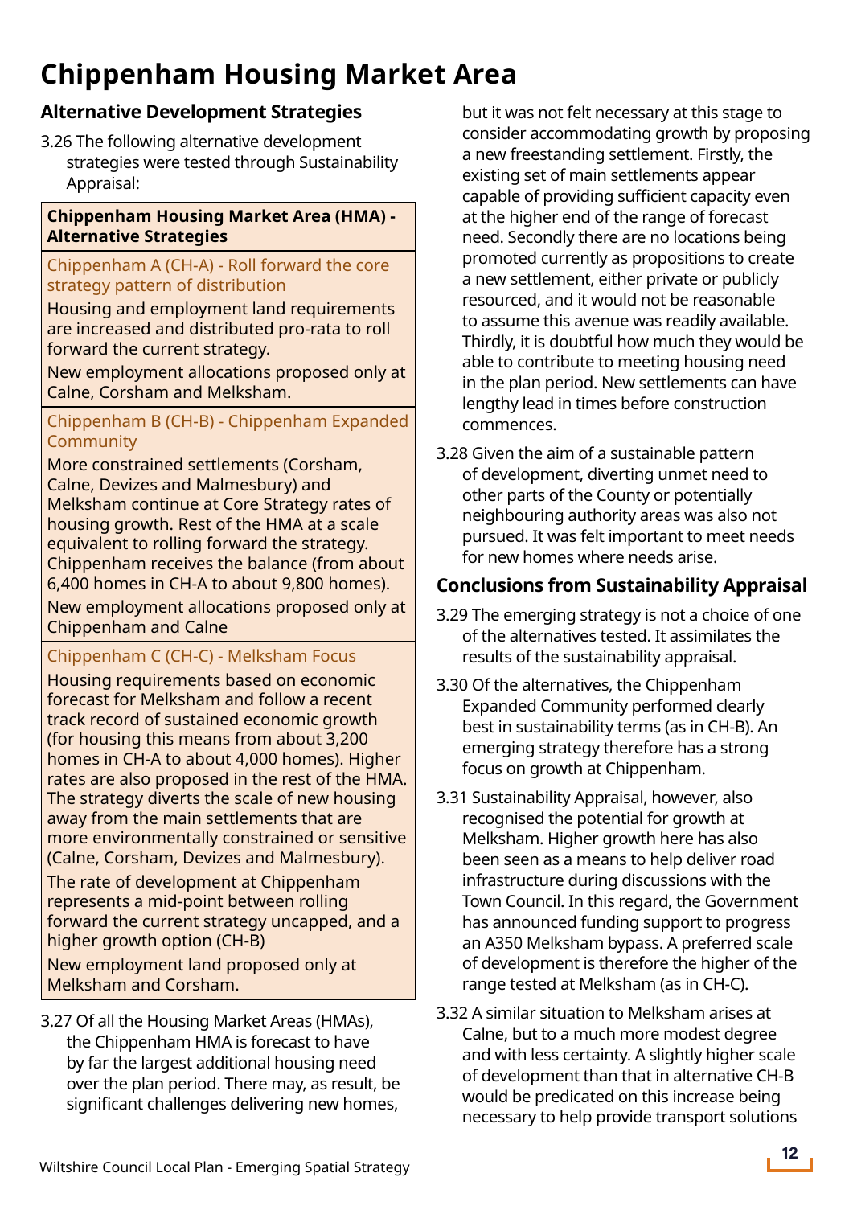# Chippenham Housing Market Area

## Alternative Development Strategies

3.26 The following alternative development strategies were tested through Sustainability Appraisal:

| Chippenham Housing Market Area (HMA) - Alternative Strategies |
|---|
| Chippenham A (CH-A) - Roll forward the core strategy pattern of distribution<br>Housing and employment land requirements are increased and distributed pro-rata to roll forward the current strategy.<br>New employment allocations proposed only at Calne, Corsham and Melksham. |
| Chippenham B (CH-B) - Chippenham Expanded Community<br>More constrained settlements (Corsham, Calne, Devizes and Malmesbury) and Melksham continue at Core Strategy rates of housing growth. Rest of the HMA at a scale equivalent to rolling forward the strategy. Chippenham receives the balance (from about 6,400 homes in CH-A to about 9,800 homes).<br>New employment allocations proposed only at Chippenham and Calne |
| Chippenham C (CH-C) - Melksham Focus<br>Housing requirements based on economic forecast for Melksham and follow a recent track record of sustained economic growth (for housing this means from about 3,200 homes in CH-A to about 4,000 homes). Higher rates are also proposed in the rest of the HMA. The strategy diverts the scale of new housing away from the main settlements that are more environmentally constrained or sensitive (Calne, Corsham, Devizes and Malmesbury).<br>The rate of development at Chippenham represents a mid-point between rolling forward the current strategy uncapped, and a higher growth option (CH-B)<br>New employment land proposed only at Melksham and Corsham. |

3.27 Of all the Housing Market Areas (HMAs), the Chippenham HMA is forecast to have by far the largest additional housing need over the plan period. There may, as result, be significant challenges delivering new homes, but it was not felt necessary at this stage to consider accommodating growth by proposing a new freestanding settlement. Firstly, the existing set of main settlements appear capable of providing sufficient capacity even at the higher end of the range of forecast need. Secondly there are no locations being promoted currently as propositions to create a new settlement, either private or publicly resourced, and it would not be reasonable to assume this avenue was readily available. Thirdly, it is doubtful how much they would be able to contribute to meeting housing need in the plan period. New settlements can have lengthy lead in times before construction commences.

3.28 Given the aim of a sustainable pattern of development, diverting unmet need to other parts of the County or potentially neighbouring authority areas was also not pursued. It was felt important to meet needs for new homes where needs arise.

## Conclusions from Sustainability Appraisal

3.29 The emerging strategy is not a choice of one of the alternatives tested. It assimilates the results of the sustainability appraisal.

3.30 Of the alternatives, the Chippenham Expanded Community performed clearly best in sustainability terms (as in CH-B). An emerging strategy therefore has a strong focus on growth at Chippenham.

3.31 Sustainability Appraisal, however, also recognised the potential for growth at Melksham. Higher growth here has also been seen as a means to help deliver road infrastructure during discussions with the Town Council. In this regard, the Government has announced funding support to progress an A350 Melksham bypass. A preferred scale of development is therefore the higher of the range tested at Melksham (as in CH-C).

3.32 A similar situation to Melksham arises at Calne, but to a much more modest degree and with less certainty. A slightly higher scale of development than that in alternative CH-B would be predicated on this increase being necessary to help provide transport solutions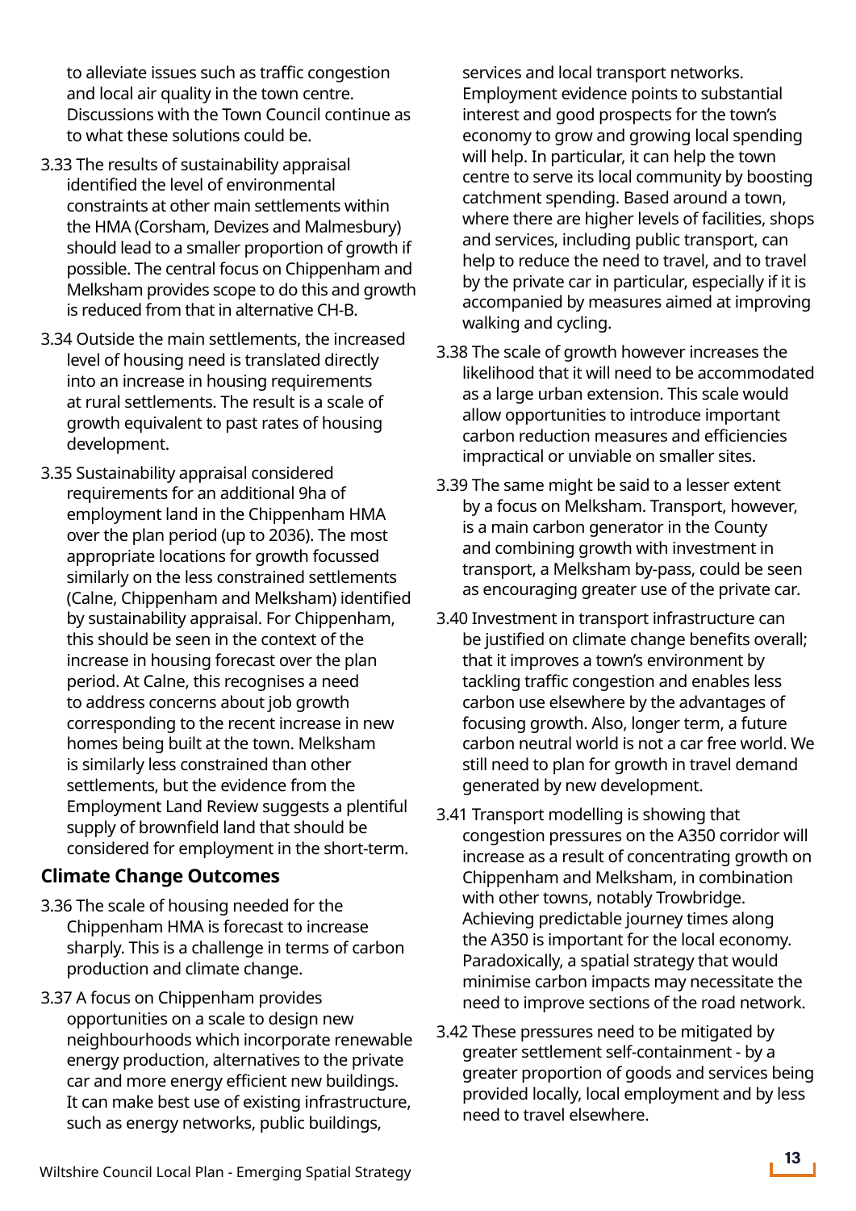to alleviate issues such as traffic congestion and local air quality in the town centre. Discussions with the Town Council continue as to what these solutions could be.

3.33 The results of sustainability appraisal identified the level of environmental constraints at other main settlements within the HMA (Corsham, Devizes and Malmesbury) should lead to a smaller proportion of growth if possible. The central focus on Chippenham and Melksham provides scope to do this and growth is reduced from that in alternative CH-B.

3.34 Outside the main settlements, the increased level of housing need is translated directly into an increase in housing requirements at rural settlements. The result is a scale of growth equivalent to past rates of housing development.

3.35 Sustainability appraisal considered requirements for an additional 9ha of employment land in the Chippenham HMA over the plan period (up to 2036). The most appropriate locations for growth focussed similarly on the less constrained settlements (Calne, Chippenham and Melksham) identified by sustainability appraisal. For Chippenham, this should be seen in the context of the increase in housing forecast over the plan period. At Calne, this recognises a need to address concerns about job growth corresponding to the recent increase in new homes being built at the town. Melksham is similarly less constrained than other settlements, but the evidence from the Employment Land Review suggests a plentiful supply of brownfield land that should be considered for employment in the short-term.

## Climate Change Outcomes

3.36 The scale of housing needed for the Chippenham HMA is forecast to increase sharply. This is a challenge in terms of carbon production and climate change.

3.37 A focus on Chippenham provides opportunities on a scale to design new neighbourhoods which incorporate renewable energy production, alternatives to the private car and more energy efficient new buildings. It can make best use of existing infrastructure, such as energy networks, public buildings, services and local transport networks. Employment evidence points to substantial interest and good prospects for the town's economy to grow and growing local spending will help. In particular, it can help the town centre to serve its local community by boosting catchment spending. Based around a town, where there are higher levels of facilities, shops and services, including public transport, can help to reduce the need to travel, and to travel by the private car in particular, especially if it is accompanied by measures aimed at improving walking and cycling.

3.38 The scale of growth however increases the likelihood that it will need to be accommodated as a large urban extension. This scale would allow opportunities to introduce important carbon reduction measures and efficiencies impractical or unviable on smaller sites.

3.39 The same might be said to a lesser extent by a focus on Melksham. Transport, however, is a main carbon generator in the County and combining growth with investment in transport, a Melksham by-pass, could be seen as encouraging greater use of the private car.

3.40 Investment in transport infrastructure can be justified on climate change benefits overall; that it improves a town's environment by tackling traffic congestion and enables less carbon use elsewhere by the advantages of focusing growth. Also, longer term, a future carbon neutral world is not a car free world. We still need to plan for growth in travel demand generated by new development.

3.41 Transport modelling is showing that congestion pressures on the A350 corridor will increase as a result of concentrating growth on Chippenham and Melksham, in combination with other towns, notably Trowbridge. Achieving predictable journey times along the A350 is important for the local economy. Paradoxically, a spatial strategy that would minimise carbon impacts may necessitate the need to improve sections of the road network.

3.42 These pressures need to be mitigated by greater settlement self-containment - by a greater proportion of goods and services being provided locally, local employment and by less need to travel elsewhere.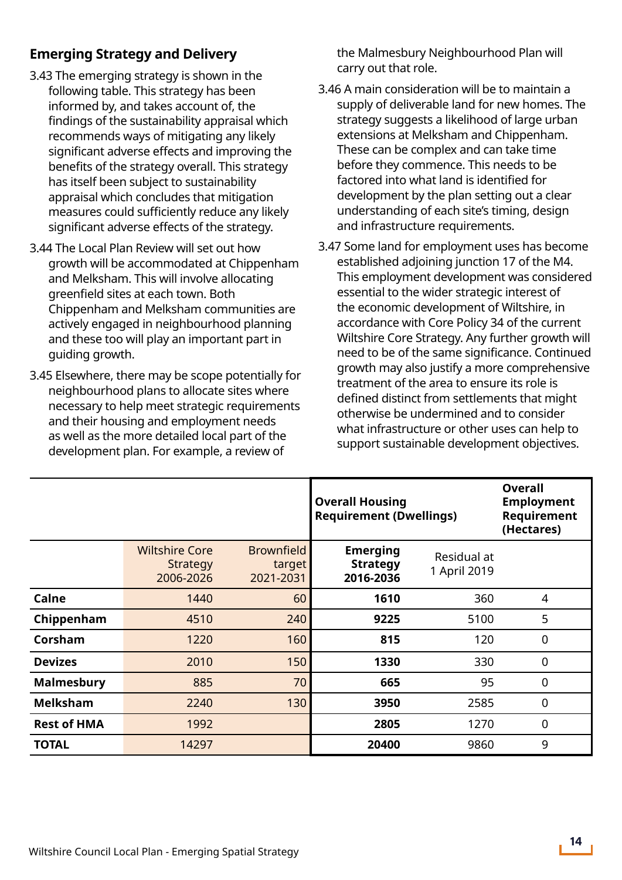## Emerging Strategy and Delivery

3.43 The emerging strategy is shown in the following table. This strategy has been informed by, and takes account of, the findings of the sustainability appraisal which recommends ways of mitigating any likely significant adverse effects and improving the benefits of the strategy overall. This strategy has itself been subject to sustainability appraisal which concludes that mitigation measures could sufficiently reduce any likely significant adverse effects of the strategy.

3.44 The Local Plan Review will set out how growth will be accommodated at Chippenham and Melksham. This will involve allocating greenfield sites at each town. Both Chippenham and Melksham communities are actively engaged in neighbourhood planning and these too will play an important part in guiding growth.

3.45 Elsewhere, there may be scope potentially for neighbourhood plans to allocate sites where necessary to help meet strategic requirements and their housing and employment needs as well as the more detailed local part of the development plan. For example, a review of the Malmesbury Neighbourhood Plan will carry out that role.

3.46 A main consideration will be to maintain a supply of deliverable land for new homes. The strategy suggests a likelihood of large urban extensions at Melksham and Chippenham. These can be complex and can take time before they commence. This needs to be factored into what land is identified for development by the plan setting out a clear understanding of each site's timing, design and infrastructure requirements.

3.47 Some land for employment uses has become established adjoining junction 17 of the M4. This employment development was considered essential to the wider strategic interest of the economic development of Wiltshire, in accordance with Core Policy 34 of the current Wiltshire Core Strategy. Any further growth will need to be of the same significance. Continued growth may also justify a more comprehensive treatment of the area to ensure its role is defined distinct from settlements that might otherwise be undermined and to consider what infrastructure or other uses can help to support sustainable development objectives.

| | | | **Overall Housing Requirement (Dwellings)** | | **Overall Employment Requirement (Hectares)** |
|---|---|---|---|---|---|
| | Wiltshire Core Strategy 2006-2026 | Brownfield target 2021-2031 | **Emerging Strategy 2016-2036** | Residual at 1 April 2019 | |
| **Calne** | 1440 | 60 | **1610** | 360 | 4 |
| **Chippenham** | 4510 | 240 | **9225** | 5100 | 5 |
| **Corsham** | 1220 | 160 | **815** | 120 | 0 |
| **Devizes** | 2010 | 150 | **1330** | 330 | 0 |
| **Malmesbury** | 885 | 70 | **665** | 95 | 0 |
| **Melksham** | 2240 | 130 | **3950** | 2585 | 0 |
| **Rest of HMA** | 1992 | | **2805** | 1270 | 0 |
| **TOTAL** | 14297 | | **20400** | 9860 | 9 |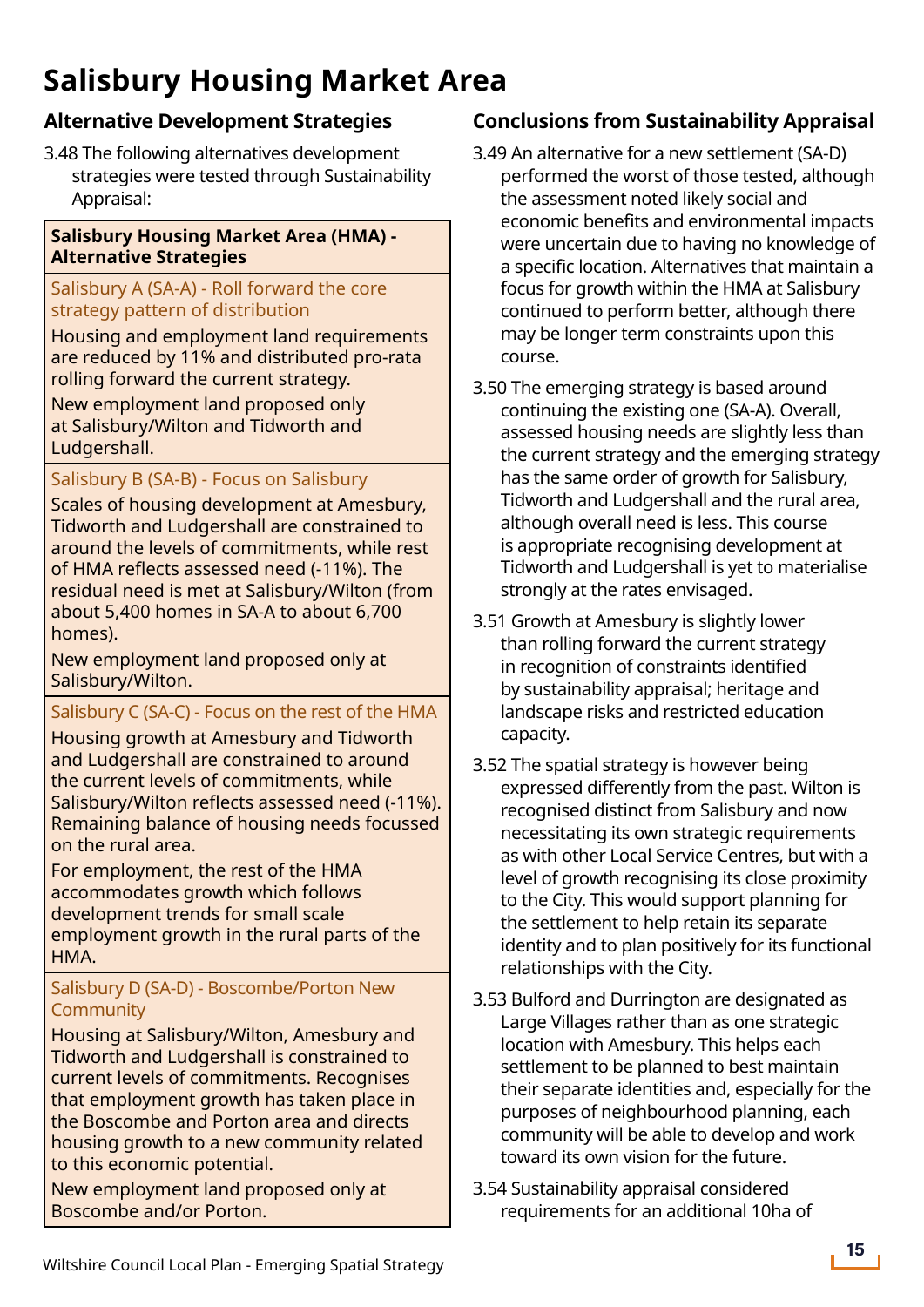# Salisbury Housing Market Area

## Alternative Development Strategies

3.48 The following alternatives development strategies were tested through Sustainability Appraisal:

| Salisbury Housing Market Area (HMA) - Alternative Strategies |
|---|
| Salisbury A (SA-A) - Roll forward the core strategy pattern of distribution<br>Housing and employment land requirements are reduced by 11% and distributed pro-rata rolling forward the current strategy.<br>New employment land proposed only at Salisbury/Wilton and Tidworth and Ludgershall. |
| Salisbury B (SA-B) - Focus on Salisbury<br>Scales of housing development at Amesbury, Tidworth and Ludgershall are constrained to around the levels of commitments, while rest of HMA reflects assessed need (-11%). The residual need is met at Salisbury/Wilton (from about 5,400 homes in SA-A to about 6,700 homes).<br>New employment land proposed only at Salisbury/Wilton. |
| Salisbury C (SA-C) - Focus on the rest of the HMA<br>Housing growth at Amesbury and Tidworth and Ludgershall are constrained to around the current levels of commitments, while Salisbury/Wilton reflects assessed need (-11%). Remaining balance of housing needs focussed on the rural area.<br>For employment, the rest of the HMA accommodates growth which follows development trends for small scale employment growth in the rural parts of the HMA. |
| Salisbury D (SA-D) - Boscombe/Porton New Community<br>Housing at Salisbury/Wilton, Amesbury and Tidworth and Ludgershall is constrained to current levels of commitments. Recognises that employment growth has taken place in the Boscombe and Porton area and directs housing growth to a new community related to this economic potential.<br>New employment land proposed only at Boscombe and/or Porton. |

## Conclusions from Sustainability Appraisal

3.49 An alternative for a new settlement (SA-D) performed the worst of those tested, although the assessment noted likely social and economic benefits and environmental impacts were uncertain due to having no knowledge of a specific location. Alternatives that maintain a focus for growth within the HMA at Salisbury continued to perform better, although there may be longer term constraints upon this course.

3.50 The emerging strategy is based around continuing the existing one (SA-A). Overall, assessed housing needs are slightly less than the current strategy and the emerging strategy has the same order of growth for Salisbury, Tidworth and Ludgershall and the rural area, although overall need is less. This course is appropriate recognising development at Tidworth and Ludgershall is yet to materialise strongly at the rates envisaged.

3.51 Growth at Amesbury is slightly lower than rolling forward the current strategy in recognition of constraints identified by sustainability appraisal; heritage and landscape risks and restricted education capacity.

3.52 The spatial strategy is however being expressed differently from the past. Wilton is recognised distinct from Salisbury and now necessitating its own strategic requirements as with other Local Service Centres, but with a level of growth recognising its close proximity to the City. This would support planning for the settlement to help retain its separate identity and to plan positively for its functional relationships with the City.

3.53 Bulford and Durrington are designated as Large Villages rather than as one strategic location with Amesbury. This helps each settlement to be planned to best maintain their separate identities and, especially for the purposes of neighbourhood planning, each community will be able to develop and work toward its own vision for the future.

3.54 Sustainability appraisal considered requirements for an additional 10ha of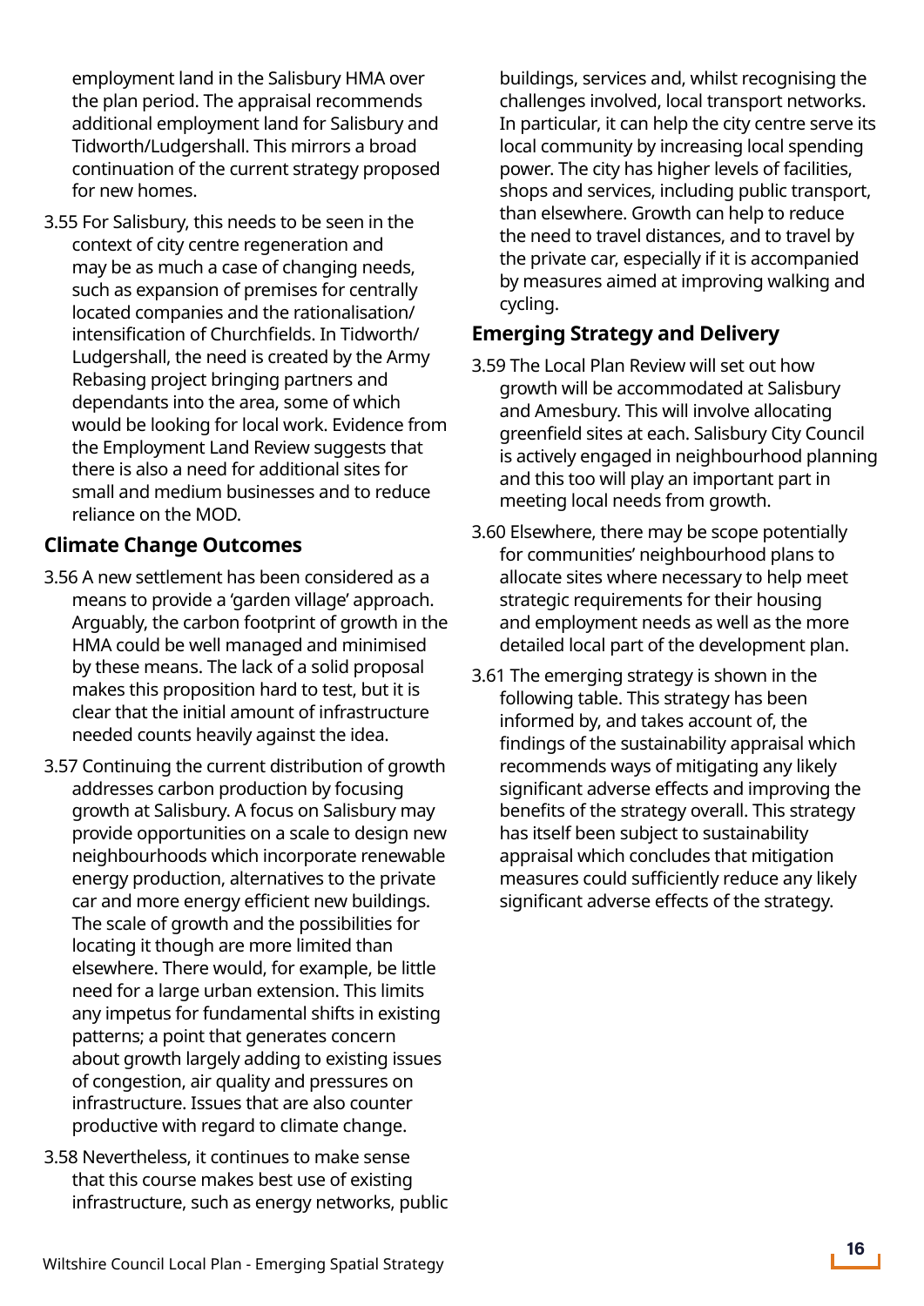employment land in the Salisbury HMA over the plan period. The appraisal recommends additional employment land for Salisbury and Tidworth/Ludgershall. This mirrors a broad continuation of the current strategy proposed for new homes.

3.55 For Salisbury, this needs to be seen in the context of city centre regeneration and may be as much a case of changing needs, such as expansion of premises for centrally located companies and the rationalisation/ intensification of Churchfields. In Tidworth/ Ludgershall, the need is created by the Army Rebasing project bringing partners and dependants into the area, some of which would be looking for local work. Evidence from the Employment Land Review suggests that there is also a need for additional sites for small and medium businesses and to reduce reliance on the MOD.

### Climate Change Outcomes

3.56 A new settlement has been considered as a means to provide a 'garden village' approach. Arguably, the carbon footprint of growth in the HMA could be well managed and minimised by these means. The lack of a solid proposal makes this proposition hard to test, but it is clear that the initial amount of infrastructure needed counts heavily against the idea.

3.57 Continuing the current distribution of growth addresses carbon production by focusing growth at Salisbury. A focus on Salisbury may provide opportunities on a scale to design new neighbourhoods which incorporate renewable energy production, alternatives to the private car and more energy efficient new buildings. The scale of growth and the possibilities for locating it though are more limited than elsewhere. There would, for example, be little need for a large urban extension. This limits any impetus for fundamental shifts in existing patterns; a point that generates concern about growth largely adding to existing issues of congestion, air quality and pressures on infrastructure. Issues that are also counter productive with regard to climate change.

3.58 Nevertheless, it continues to make sense that this course makes best use of existing infrastructure, such as energy networks, public buildings, services and, whilst recognising the challenges involved, local transport networks. In particular, it can help the city centre serve its local community by increasing local spending power. The city has higher levels of facilities, shops and services, including public transport, than elsewhere. Growth can help to reduce the need to travel distances, and to travel by the private car, especially if it is accompanied by measures aimed at improving walking and cycling.

### Emerging Strategy and Delivery

3.59 The Local Plan Review will set out how growth will be accommodated at Salisbury and Amesbury. This will involve allocating greenfield sites at each. Salisbury City Council is actively engaged in neighbourhood planning and this too will play an important part in meeting local needs from growth.

3.60 Elsewhere, there may be scope potentially for communities' neighbourhood plans to allocate sites where necessary to help meet strategic requirements for their housing and employment needs as well as the more detailed local part of the development plan.

3.61 The emerging strategy is shown in the following table. This strategy has been informed by, and takes account of, the findings of the sustainability appraisal which recommends ways of mitigating any likely significant adverse effects and improving the benefits of the strategy overall. This strategy has itself been subject to sustainability appraisal which concludes that mitigation measures could sufficiently reduce any likely significant adverse effects of the strategy.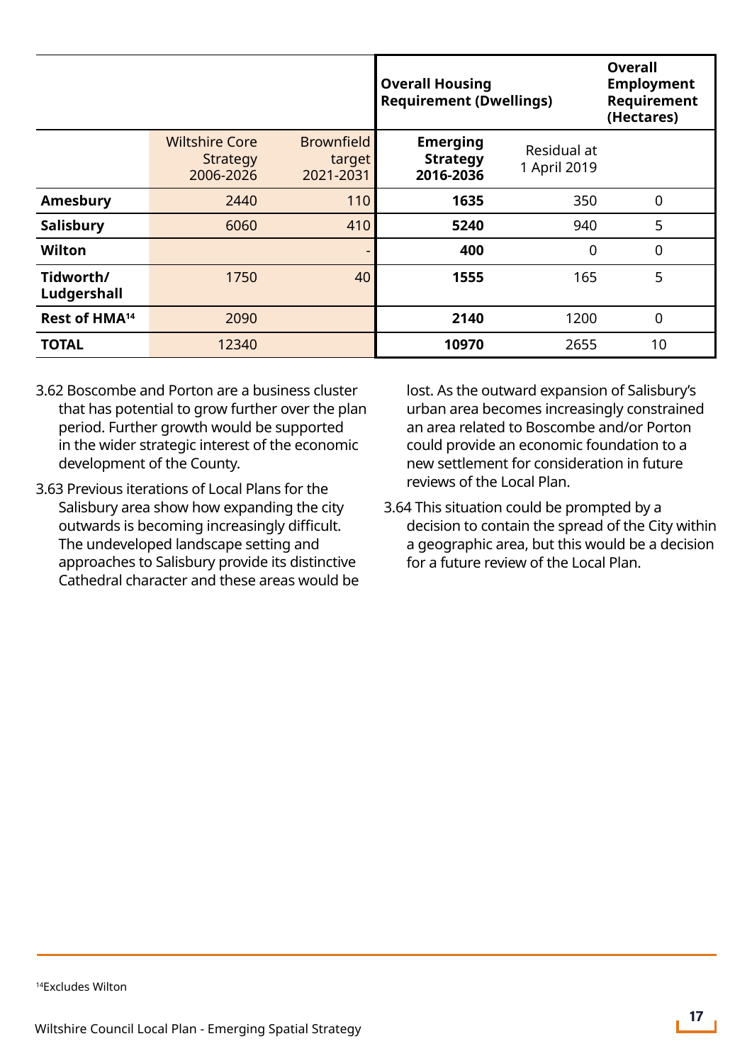| | | | Overall Housing Requirement (Dwellings) | | Overall Employment Requirement (Hectares) |
|---|---|---|---|---|---|
| | Wiltshire Core Strategy 2006-2026 | Brownfield target 2021-2031 | **Emerging Strategy 2016-2036** | Residual at 1 April 2019 | |
| **Amesbury** | 2440 | 110 | **1635** | 350 | 0 |
| **Salisbury** | 6060 | 410 | **5240** | 940 | 5 |
| **Wilton** | | - | **400** | 0 | 0 |
| **Tidworth/ Ludgershall** | 1750 | 40 | **1555** | 165 | 5 |
| **Rest of HMA[14]** | 2090 | | **2140** | 1200 | 0 |
| **TOTAL** | 12340 | | **10970** | 2655 | 10 |

3.62 Boscombe and Porton are a business cluster that has potential to grow further over the plan period. Further growth would be supported in the wider strategic interest of the economic development of the County.

3.63 Previous iterations of Local Plans for the Salisbury area show how expanding the city outwards is becoming increasingly difficult. The undeveloped landscape setting and approaches to Salisbury provide its distinctive Cathedral character and these areas would be lost. As the outward expansion of Salisbury's urban area becomes increasingly constrained an area related to Boscombe and/or Porton could provide an economic foundation to a new settlement for consideration in future reviews of the Local Plan.

3.64 This situation could be prompted by a decision to contain the spread of the City within a geographic area, but this would be a decision for a future review of the Local Plan.

[14] Excludes Wilton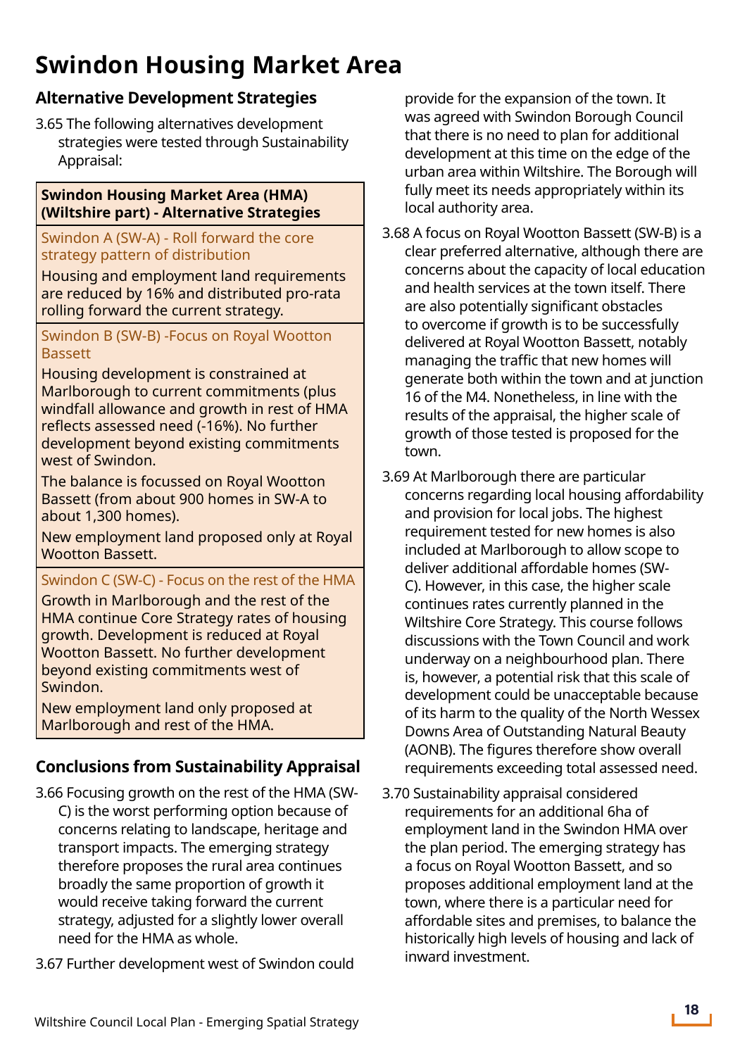# Swindon Housing Market Area

## Alternative Development Strategies

3.65 The following alternatives development strategies were tested through Sustainability Appraisal:

| **Swindon Housing Market Area (HMA) (Wiltshire part) - Alternative Strategies** |
|---|
| Swindon A (SW-A) - Roll forward the core strategy pattern of distribution<br>Housing and employment land requirements are reduced by 16% and distributed pro-rata rolling forward the current strategy. |
| Swindon B (SW-B) -Focus on Royal Wootton Bassett<br>Housing development is constrained at Marlborough to current commitments (plus windfall allowance and growth in rest of HMA reflects assessed need (-16%). No further development beyond existing commitments west of Swindon.<br>The balance is focussed on Royal Wootton Bassett (from about 900 homes in SW-A to about 1,300 homes).<br>New employment land proposed only at Royal Wootton Bassett. |
| Swindon C (SW-C) - Focus on the rest of the HMA<br>Growth in Marlborough and the rest of the HMA continue Core Strategy rates of housing growth. Development is reduced at Royal Wootton Bassett. No further development beyond existing commitments west of Swindon.<br>New employment land only proposed at Marlborough and rest of the HMA. |

## Conclusions from Sustainability Appraisal

3.66 Focusing growth on the rest of the HMA (SW-C) is the worst performing option because of concerns relating to landscape, heritage and transport impacts. The emerging strategy therefore proposes the rural area continues broadly the same proportion of growth it would receive taking forward the current strategy, adjusted for a slightly lower overall need for the HMA as whole.

3.67 Further development west of Swindon could provide for the expansion of the town. It was agreed with Swindon Borough Council that there is no need to plan for additional development at this time on the edge of the urban area within Wiltshire. The Borough will fully meet its needs appropriately within its local authority area.

3.68 A focus on Royal Wootton Bassett (SW-B) is a clear preferred alternative, although there are concerns about the capacity of local education and health services at the town itself. There are also potentially significant obstacles to overcome if growth is to be successfully delivered at Royal Wootton Bassett, notably managing the traffic that new homes will generate both within the town and at junction 16 of the M4. Nonetheless, in line with the results of the appraisal, the higher scale of growth of those tested is proposed for the town.

3.69 At Marlborough there are particular concerns regarding local housing affordability and provision for local jobs. The highest requirement tested for new homes is also included at Marlborough to allow scope to deliver additional affordable homes (SW-C). However, in this case, the higher scale continues rates currently planned in the Wiltshire Core Strategy. This course follows discussions with the Town Council and work underway on a neighbourhood plan. There is, however, a potential risk that this scale of development could be unacceptable because of its harm to the quality of the North Wessex Downs Area of Outstanding Natural Beauty (AONB). The figures therefore show overall requirements exceeding total assessed need.

3.70 Sustainability appraisal considered requirements for an additional 6ha of employment land in the Swindon HMA over the plan period. The emerging strategy has a focus on Royal Wootton Bassett, and so proposes additional employment land at the town, where there is a particular need for affordable sites and premises, to balance the historically high levels of housing and lack of inward investment.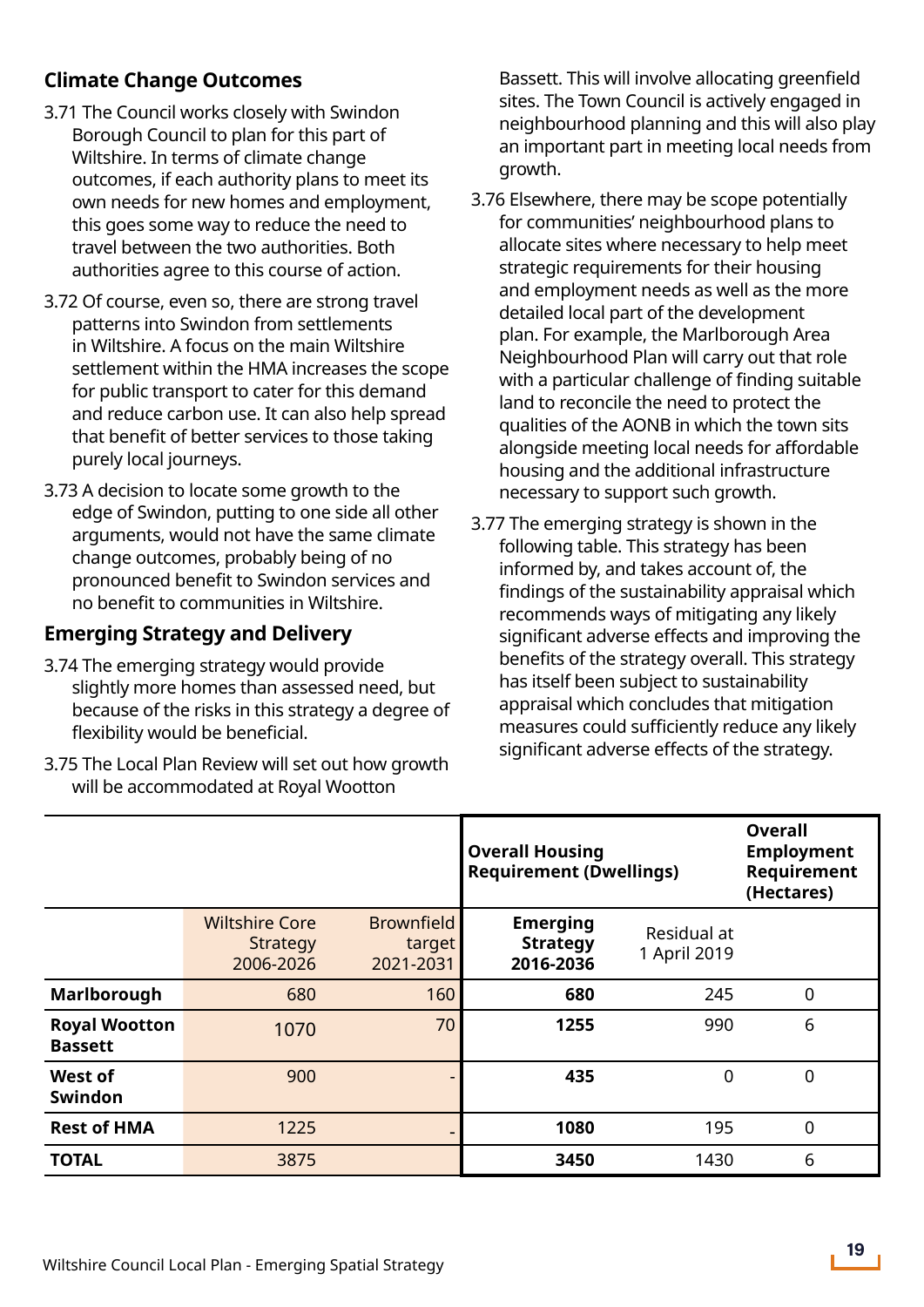## Climate Change Outcomes

3.71 The Council works closely with Swindon Borough Council to plan for this part of Wiltshire. In terms of climate change outcomes, if each authority plans to meet its own needs for new homes and employment, this goes some way to reduce the need to travel between the two authorities. Both authorities agree to this course of action.

3.72 Of course, even so, there are strong travel patterns into Swindon from settlements in Wiltshire. A focus on the main Wiltshire settlement within the HMA increases the scope for public transport to cater for this demand and reduce carbon use. It can also help spread that benefit of better services to those taking purely local journeys.

3.73 A decision to locate some growth to the edge of Swindon, putting to one side all other arguments, would not have the same climate change outcomes, probably being of no pronounced benefit to Swindon services and no benefit to communities in Wiltshire.

## Emerging Strategy and Delivery

3.74 The emerging strategy would provide slightly more homes than assessed need, but because of the risks in this strategy a degree of flexibility would be beneficial.

3.75 The Local Plan Review will set out how growth will be accommodated at Royal Wootton Bassett. This will involve allocating greenfield sites. The Town Council is actively engaged in neighbourhood planning and this will also play an important part in meeting local needs from growth.

3.76 Elsewhere, there may be scope potentially for communities' neighbourhood plans to allocate sites where necessary to help meet strategic requirements for their housing and employment needs as well as the more detailed local part of the development plan. For example, the Marlborough Area Neighbourhood Plan will carry out that role with a particular challenge of finding suitable land to reconcile the need to protect the qualities of the AONB in which the town sits alongside meeting local needs for affordable housing and the additional infrastructure necessary to support such growth.

3.77 The emerging strategy is shown in the following table. This strategy has been informed by, and takes account of, the findings of the sustainability appraisal which recommends ways of mitigating any likely significant adverse effects and improving the benefits of the strategy overall. This strategy has itself been subject to sustainability appraisal which concludes that mitigation measures could sufficiently reduce any likely significant adverse effects of the strategy.

| | | | **Overall Housing Requirement (Dwellings)** | | **Overall Employment Requirement (Hectares)** |
|---|---|---|---|---|---|
| | Wiltshire Core Strategy 2006-2026 | Brownfield target 2021-2031 | **Emerging Strategy 2016-2036** | Residual at 1 April 2019 | |
| **Marlborough** | 680 | 160 | **680** | 245 | 0 |
| **Royal Wootton Bassett** | 1070 | 70 | **1255** | 990 | 6 |
| **West of Swindon** | 900 | - | **435** | 0 | 0 |
| **Rest of HMA** | 1225 | - | **1080** | 195 | 0 |
| **TOTAL** | 3875 | | **3450** | 1430 | 6 |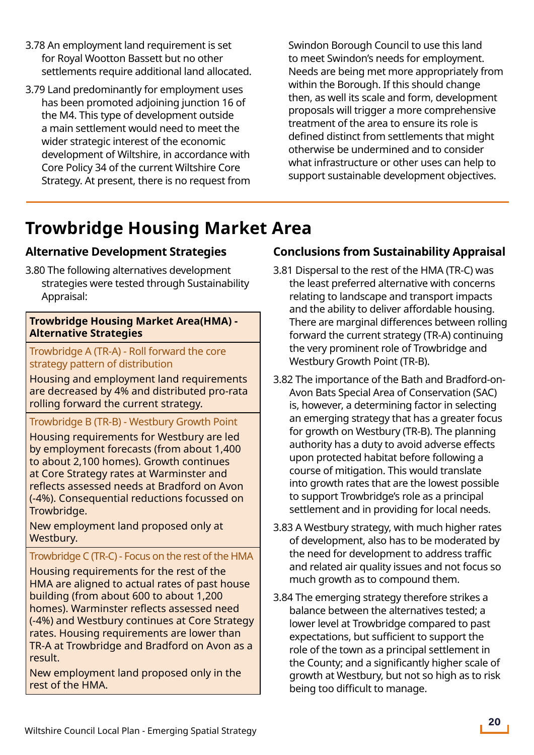3.78 An employment land requirement is set for Royal Wootton Bassett but no other settlements require additional land allocated.

3.79 Land predominantly for employment uses has been promoted adjoining junction 16 of the M4. This type of development outside a main settlement would need to meet the wider strategic interest of the economic development of Wiltshire, in accordance with Core Policy 34 of the current Wiltshire Core Strategy. At present, there is no request from Swindon Borough Council to use this land to meet Swindon's needs for employment. Needs are being met more appropriately from within the Borough. If this should change then, as well its scale and form, development proposals will trigger a more comprehensive treatment of the area to ensure its role is defined distinct from settlements that might otherwise be undermined and to consider what infrastructure or other uses can help to support sustainable development objectives.

## Trowbridge Housing Market Area

### Alternative Development Strategies

3.80 The following alternatives development strategies were tested through Sustainability Appraisal:

| **Trowbridge Housing Market Area(HMA) - Alternative Strategies** |
|---|
| Trowbridge A (TR-A) - Roll forward the core strategy pattern of distribution |
| Housing and employment land requirements are decreased by 4% and distributed pro-rata rolling forward the current strategy. |
| Trowbridge B (TR-B) - Westbury Growth Point |
| Housing requirements for Westbury are led by employment forecasts (from about 1,400 to about 2,100 homes). Growth continues at Core Strategy rates at Warminster and reflects assessed needs at Bradford on Avon (-4%). Consequential reductions focussed on Trowbridge.<br><br>New employment land proposed only at Westbury. |
| Trowbridge C (TR-C) - Focus on the rest of the HMA |
| Housing requirements for the rest of the HMA are aligned to actual rates of past house building (from about 600 to about 1,200 homes). Warminster reflects assessed need (-4%) and Westbury continues at Core Strategy rates. Housing requirements are lower than TR-A at Trowbridge and Bradford on Avon as a result.<br><br>New employment land proposed only in the rest of the HMA. |

### Conclusions from Sustainability Appraisal

3.81 Dispersal to the rest of the HMA (TR-C) was the least preferred alternative with concerns relating to landscape and transport impacts and the ability to deliver affordable housing. There are marginal differences between rolling forward the current strategy (TR-A) continuing the very prominent role of Trowbridge and Westbury Growth Point (TR-B).

3.82 The importance of the Bath and Bradford-on-Avon Bats Special Area of Conservation (SAC) is, however, a determining factor in selecting an emerging strategy that has a greater focus for growth on Westbury (TR-B). The planning authority has a duty to avoid adverse effects upon protected habitat before following a course of mitigation. This would translate into growth rates that are the lowest possible to support Trowbridge's role as a principal settlement and in providing for local needs.

3.83 A Westbury strategy, with much higher rates of development, also has to be moderated by the need for development to address traffic and related air quality issues and not focus so much growth as to compound them.

3.84 The emerging strategy therefore strikes a balance between the alternatives tested; a lower level at Trowbridge compared to past expectations, but sufficient to support the role of the town as a principal settlement in the County; and a significantly higher scale of growth at Westbury, but not so high as to risk being too difficult to manage.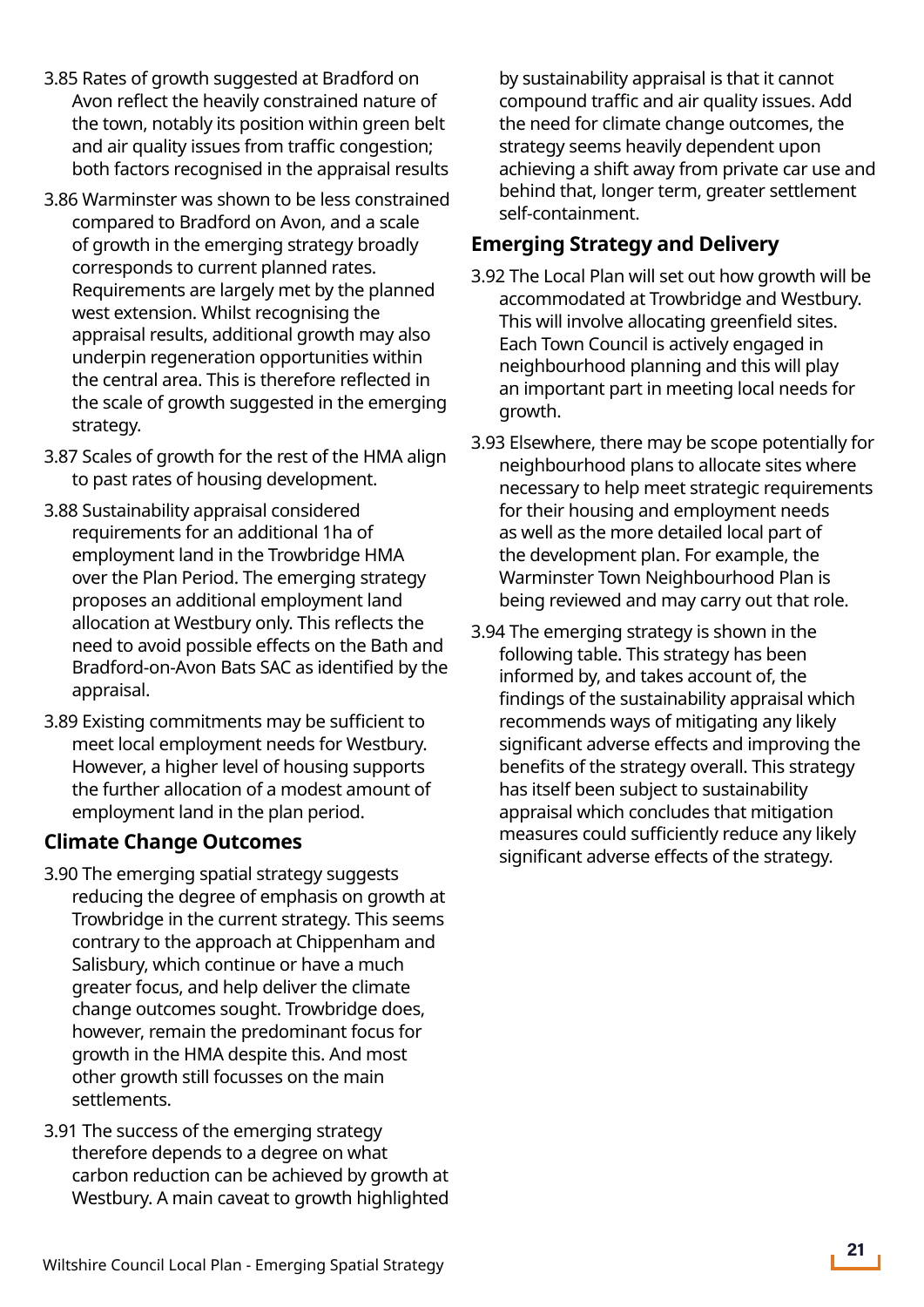3.85 Rates of growth suggested at Bradford on Avon reflect the heavily constrained nature of the town, notably its position within green belt and air quality issues from traffic congestion; both factors recognised in the appraisal results

3.86 Warminster was shown to be less constrained compared to Bradford on Avon, and a scale of growth in the emerging strategy broadly corresponds to current planned rates. Requirements are largely met by the planned west extension. Whilst recognising the appraisal results, additional growth may also underpin regeneration opportunities within the central area. This is therefore reflected in the scale of growth suggested in the emerging strategy.

3.87 Scales of growth for the rest of the HMA align to past rates of housing development.

3.88 Sustainability appraisal considered requirements for an additional 1ha of employment land in the Trowbridge HMA over the Plan Period. The emerging strategy proposes an additional employment land allocation at Westbury only. This reflects the need to avoid possible effects on the Bath and Bradford-on-Avon Bats SAC as identified by the appraisal.

3.89 Existing commitments may be sufficient to meet local employment needs for Westbury. However, a higher level of housing supports the further allocation of a modest amount of employment land in the plan period.

### Climate Change Outcomes

3.90 The emerging spatial strategy suggests reducing the degree of emphasis on growth at Trowbridge in the current strategy. This seems contrary to the approach at Chippenham and Salisbury, which continue or have a much greater focus, and help deliver the climate change outcomes sought. Trowbridge does, however, remain the predominant focus for growth in the HMA despite this. And most other growth still focusses on the main settlements.

3.91 The success of the emerging strategy therefore depends to a degree on what carbon reduction can be achieved by growth at Westbury. A main caveat to growth highlighted by sustainability appraisal is that it cannot compound traffic and air quality issues. Add the need for climate change outcomes, the strategy seems heavily dependent upon achieving a shift away from private car use and behind that, longer term, greater settlement self-containment.

### Emerging Strategy and Delivery

3.92 The Local Plan will set out how growth will be accommodated at Trowbridge and Westbury. This will involve allocating greenfield sites. Each Town Council is actively engaged in neighbourhood planning and this will play an important part in meeting local needs for growth.

3.93 Elsewhere, there may be scope potentially for neighbourhood plans to allocate sites where necessary to help meet strategic requirements for their housing and employment needs as well as the more detailed local part of the development plan. For example, the Warminster Town Neighbourhood Plan is being reviewed and may carry out that role.

3.94 The emerging strategy is shown in the following table. This strategy has been informed by, and takes account of, the findings of the sustainability appraisal which recommends ways of mitigating any likely significant adverse effects and improving the benefits of the strategy overall. This strategy has itself been subject to sustainability appraisal which concludes that mitigation measures could sufficiently reduce any likely significant adverse effects of the strategy.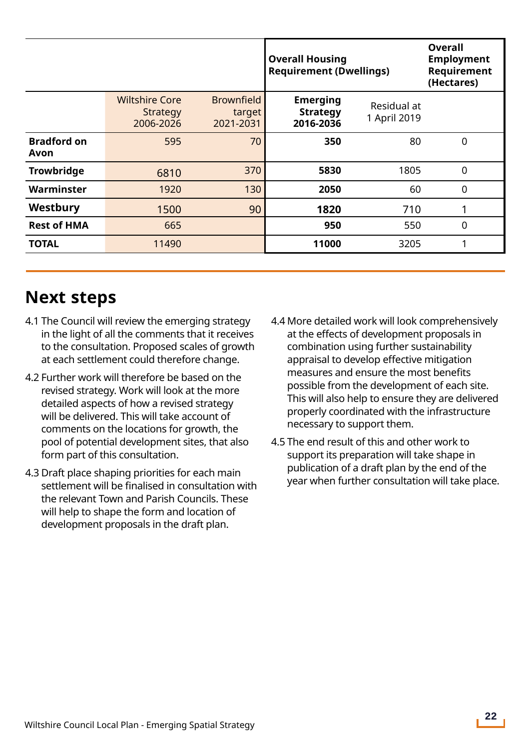| | | | Overall Housing Requirement (Dwellings) | | Overall Employment Requirement (Hectares) |
|---|---|---|---|---|---|
| | Wiltshire Core Strategy 2006-2026 | Brownfield target 2021-2031 | **Emerging Strategy 2016-2036** | Residual at 1 April 2019 | |
| **Bradford on Avon** | 595 | 70 | **350** | 80 | 0 |
| **Trowbridge** | 6810 | 370 | **5830** | 1805 | 0 |
| **Warminster** | 1920 | 130 | **2050** | 60 | 0 |
| **Westbury** | 1500 | 90 | **1820** | 710 | 1 |
| **Rest of HMA** | 665 | | **950** | 550 | 0 |
| **TOTAL** | 11490 | | **11000** | 3205 | 1 |

## Next steps

4.1 The Council will review the emerging strategy in the light of all the comments that it receives to the consultation. Proposed scales of growth at each settlement could therefore change.

4.2 Further work will therefore be based on the revised strategy. Work will look at the more detailed aspects of how a revised strategy will be delivered. This will take account of comments on the locations for growth, the pool of potential development sites, that also form part of this consultation.

4.3 Draft place shaping priorities for each main settlement will be finalised in consultation with the relevant Town and Parish Councils. These will help to shape the form and location of development proposals in the draft plan.

4.4 More detailed work will look comprehensively at the effects of development proposals in combination using further sustainability appraisal to develop effective mitigation measures and ensure the most benefits possible from the development of each site. This will also help to ensure they are delivered properly coordinated with the infrastructure necessary to support them.

4.5 The end result of this and other work to support its preparation will take shape in publication of a draft plan by the end of the year when further consultation will take place.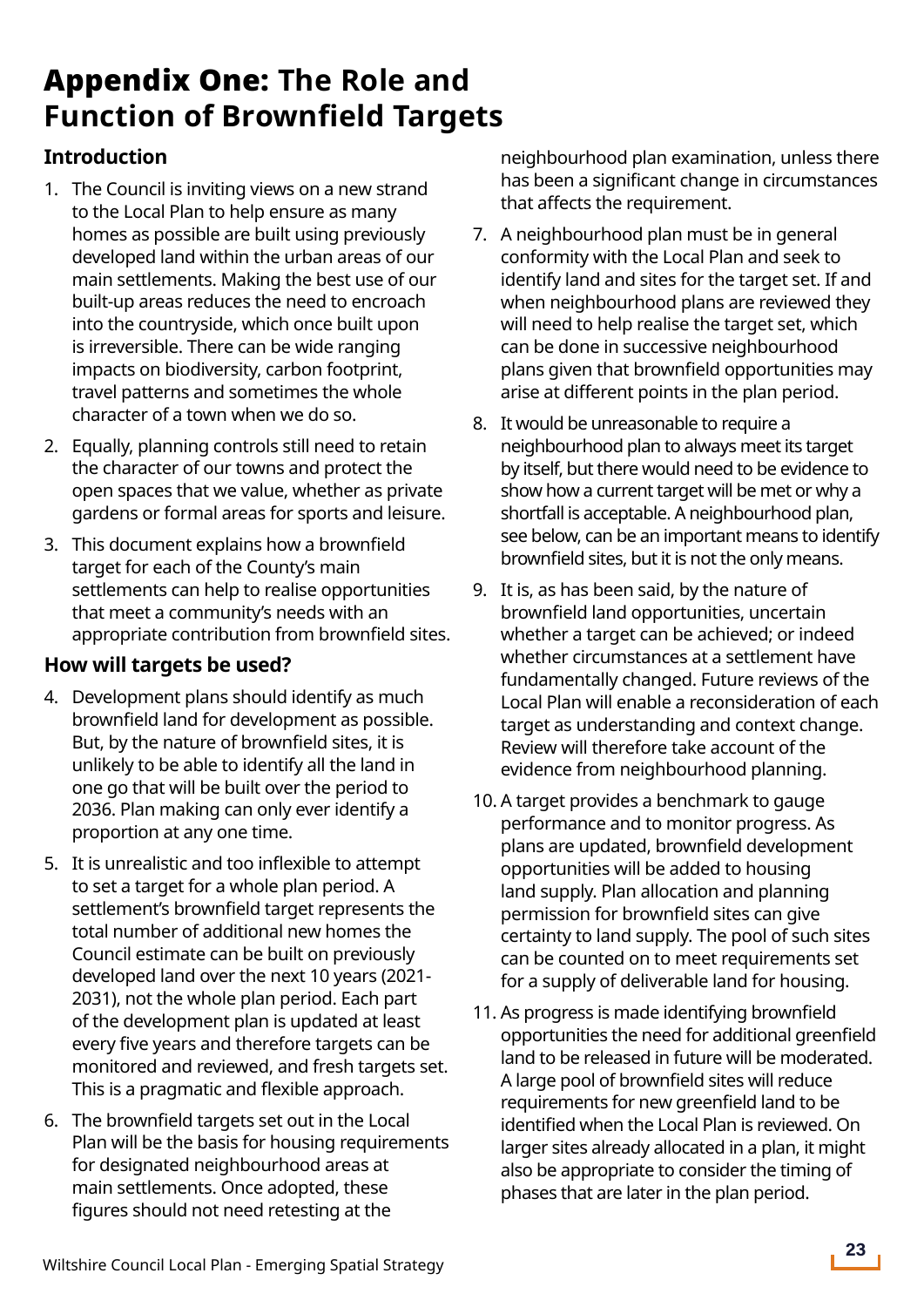# **Appendix One:** The Role and Function of Brownfield Targets

## Introduction

1. The Council is inviting views on a new strand to the Local Plan to help ensure as many homes as possible are built using previously developed land within the urban areas of our main settlements. Making the best use of our built-up areas reduces the need to encroach into the countryside, which once built upon is irreversible. There can be wide ranging impacts on biodiversity, carbon footprint, travel patterns and sometimes the whole character of a town when we do so.
2. Equally, planning controls still need to retain the character of our towns and protect the open spaces that we value, whether as private gardens or formal areas for sports and leisure.
3. This document explains how a brownfield target for each of the County's main settlements can help to realise opportunities that meet a community's needs with an appropriate contribution from brownfield sites.

## How will targets be used?

4. Development plans should identify as much brownfield land for development as possible. But, by the nature of brownfield sites, it is unlikely to be able to identify all the land in one go that will be built over the period to 2036. Plan making can only ever identify a proportion at any one time.
5. It is unrealistic and too inflexible to attempt to set a target for a whole plan period. A settlement's brownfield target represents the total number of additional new homes the Council estimate can be built on previously developed land over the next 10 years (2021-2031), not the whole plan period. Each part of the development plan is updated at least every five years and therefore targets can be monitored and reviewed, and fresh targets set. This is a pragmatic and flexible approach.
6. The brownfield targets set out in the Local Plan will be the basis for housing requirements for designated neighbourhood areas at main settlements. Once adopted, these figures should not need retesting at the neighbourhood plan examination, unless there has been a significant change in circumstances that affects the requirement.
7. A neighbourhood plan must be in general conformity with the Local Plan and seek to identify land and sites for the target set. If and when neighbourhood plans are reviewed they will need to help realise the target set, which can be done in successive neighbourhood plans given that brownfield opportunities may arise at different points in the plan period.
8. It would be unreasonable to require a neighbourhood plan to always meet its target by itself, but there would need to be evidence to show how a current target will be met or why a shortfall is acceptable. A neighbourhood plan, see below, can be an important means to identify brownfield sites, but it is not the only means.
9. It is, as has been said, by the nature of brownfield land opportunities, uncertain whether a target can be achieved; or indeed whether circumstances at a settlement have fundamentally changed. Future reviews of the Local Plan will enable a reconsideration of each target as understanding and context change. Review will therefore take account of the evidence from neighbourhood planning.
10. A target provides a benchmark to gauge performance and to monitor progress. As plans are updated, brownfield development opportunities will be added to housing land supply. Plan allocation and planning permission for brownfield sites can give certainty to land supply. The pool of such sites can be counted on to meet requirements set for a supply of deliverable land for housing.
11. As progress is made identifying brownfield opportunities the need for additional greenfield land to be released in future will be moderated. A large pool of brownfield sites will reduce requirements for new greenfield land to be identified when the Local Plan is reviewed. On larger sites already allocated in a plan, it might also be appropriate to consider the timing of phases that are later in the plan period.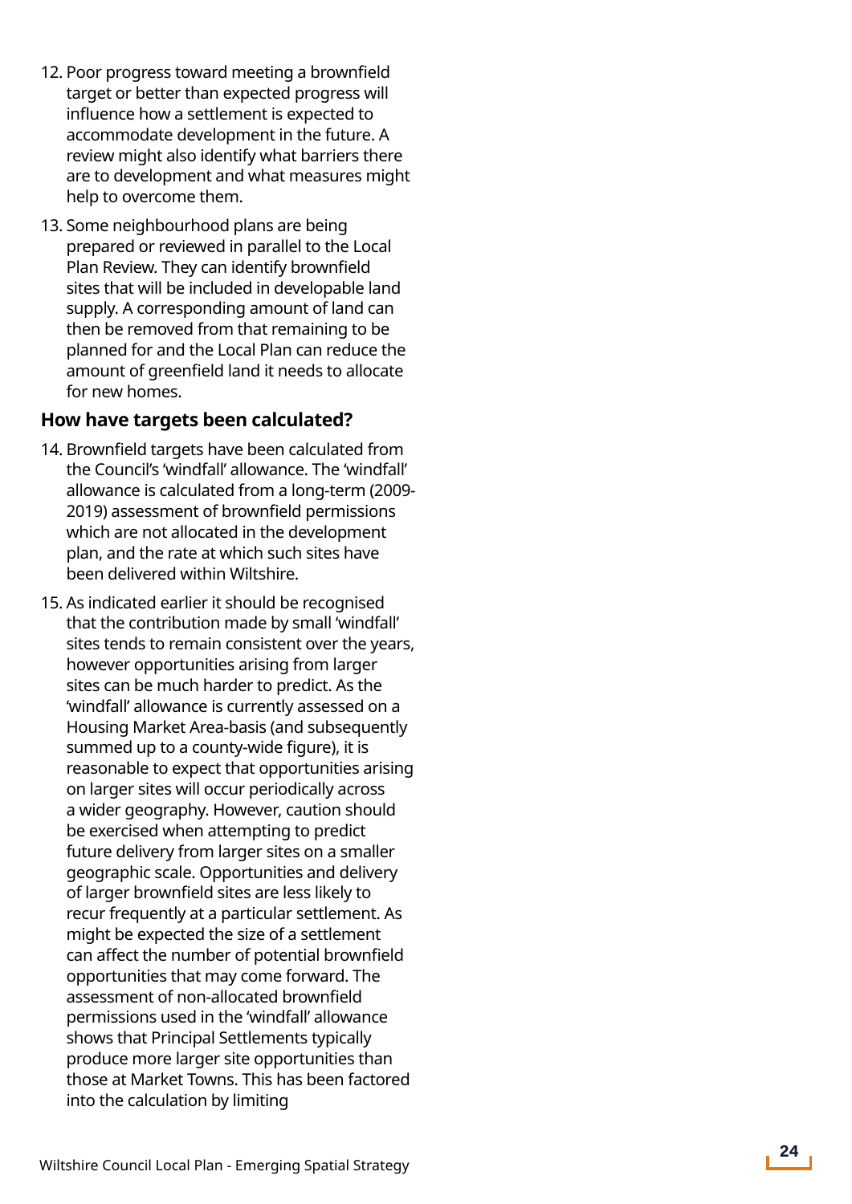12. Poor progress toward meeting a brownfield target or better than expected progress will influence how a settlement is expected to accommodate development in the future. A review might also identify what barriers there are to development and what measures might help to overcome them.

13. Some neighbourhood plans are being prepared or reviewed in parallel to the Local Plan Review. They can identify brownfield sites that will be included in developable land supply. A corresponding amount of land can then be removed from that remaining to be planned for and the Local Plan can reduce the amount of greenfield land it needs to allocate for new homes.

**How have targets been calculated?**

14. Brownfield targets have been calculated from the Council's 'windfall' allowance. The 'windfall' allowance is calculated from a long-term (2009-2019) assessment of brownfield permissions which are not allocated in the development plan, and the rate at which such sites have been delivered within Wiltshire.

15. As indicated earlier it should be recognised that the contribution made by small 'windfall' sites tends to remain consistent over the years, however opportunities arising from larger sites can be much harder to predict. As the 'windfall' allowance is currently assessed on a Housing Market Area-basis (and subsequently summed up to a county-wide figure), it is reasonable to expect that opportunities arising on larger sites will occur periodically across a wider geography. However, caution should be exercised when attempting to predict future delivery from larger sites on a smaller geographic scale. Opportunities and delivery of larger brownfield sites are less likely to recur frequently at a particular settlement. As might be expected the size of a settlement can affect the number of potential brownfield opportunities that may come forward. The assessment of non-allocated brownfield permissions used in the 'windfall' allowance shows that Principal Settlements typically produce more larger site opportunities than those at Market Towns. This has been factored into the calculation by limiting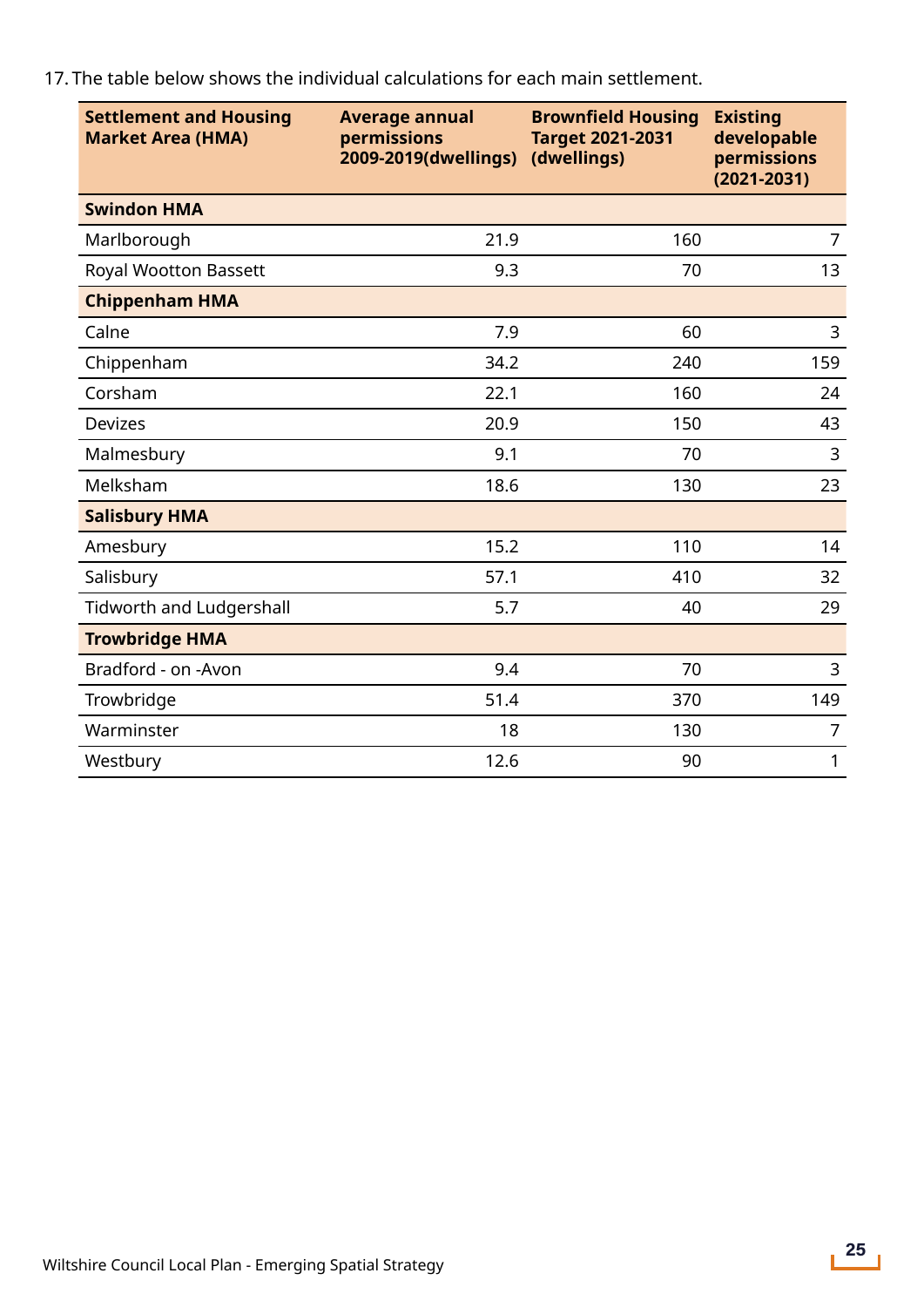17. The table below shows the individual calculations for each main settlement.

| Settlement and Housing Market Area (HMA) | Average annual permissions 2009-2019(dwellings) | Brownfield Housing Target 2021-2031 (dwellings) | Existing developable permissions (2021-2031) |
|---|---|---|---|
| **Swindon HMA** | | | |
| Marlborough | 21.9 | 160 | 7 |
| Royal Wootton Bassett | 9.3 | 70 | 13 |
| **Chippenham HMA** | | | |
| Calne | 7.9 | 60 | 3 |
| Chippenham | 34.2 | 240 | 159 |
| Corsham | 22.1 | 160 | 24 |
| Devizes | 20.9 | 150 | 43 |
| Malmesbury | 9.1 | 70 | 3 |
| Melksham | 18.6 | 130 | 23 |
| **Salisbury HMA** | | | |
| Amesbury | 15.2 | 110 | 14 |
| Salisbury | 57.1 | 410 | 32 |
| Tidworth and Ludgershall | 5.7 | 40 | 29 |
| **Trowbridge HMA** | | | |
| Bradford - on -Avon | 9.4 | 70 | 3 |
| Trowbridge | 51.4 | 370 | 149 |
| Warminster | 18 | 130 | 7 |
| Westbury | 12.6 | 90 | 1 |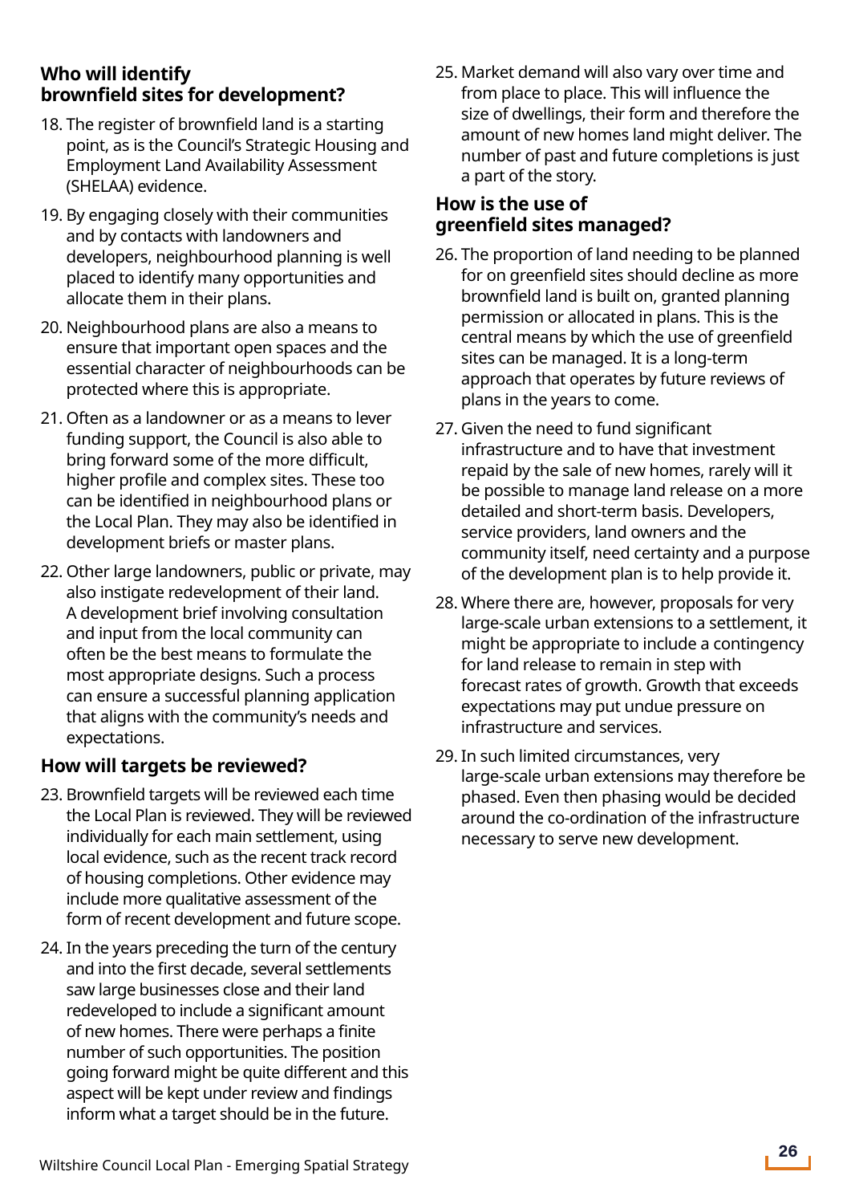### Who will identify brownfield sites for development?

18. The register of brownfield land is a starting point, as is the Council's Strategic Housing and Employment Land Availability Assessment (SHELAA) evidence.

19. By engaging closely with their communities and by contacts with landowners and developers, neighbourhood planning is well placed to identify many opportunities and allocate them in their plans.

20. Neighbourhood plans are also a means to ensure that important open spaces and the essential character of neighbourhoods can be protected where this is appropriate.

21. Often as a landowner or as a means to lever funding support, the Council is also able to bring forward some of the more difficult, higher profile and complex sites. These too can be identified in neighbourhood plans or the Local Plan. They may also be identified in development briefs or master plans.

22. Other large landowners, public or private, may also instigate redevelopment of their land. A development brief involving consultation and input from the local community can often be the best means to formulate the most appropriate designs. Such a process can ensure a successful planning application that aligns with the community's needs and expectations.

### How will targets be reviewed?

23. Brownfield targets will be reviewed each time the Local Plan is reviewed. They will be reviewed individually for each main settlement, using local evidence, such as the recent track record of housing completions. Other evidence may include more qualitative assessment of the form of recent development and future scope.

24. In the years preceding the turn of the century and into the first decade, several settlements saw large businesses close and their land redeveloped to include a significant amount of new homes. There were perhaps a finite number of such opportunities. The position going forward might be quite different and this aspect will be kept under review and findings inform what a target should be in the future.

25. Market demand will also vary over time and from place to place. This will influence the size of dwellings, their form and therefore the amount of new homes land might deliver. The number of past and future completions is just a part of the story.

### How is the use of greenfield sites managed?

26. The proportion of land needing to be planned for on greenfield sites should decline as more brownfield land is built on, granted planning permission or allocated in plans. This is the central means by which the use of greenfield sites can be managed. It is a long-term approach that operates by future reviews of plans in the years to come.

27. Given the need to fund significant infrastructure and to have that investment repaid by the sale of new homes, rarely will it be possible to manage land release on a more detailed and short-term basis. Developers, service providers, land owners and the community itself, need certainty and a purpose of the development plan is to help provide it.

28. Where there are, however, proposals for very large-scale urban extensions to a settlement, it might be appropriate to include a contingency for land release to remain in step with forecast rates of growth. Growth that exceeds expectations may put undue pressure on infrastructure and services.

29. In such limited circumstances, very large-scale urban extensions may therefore be phased. Even then phasing would be decided around the co-ordination of the infrastructure necessary to serve new development.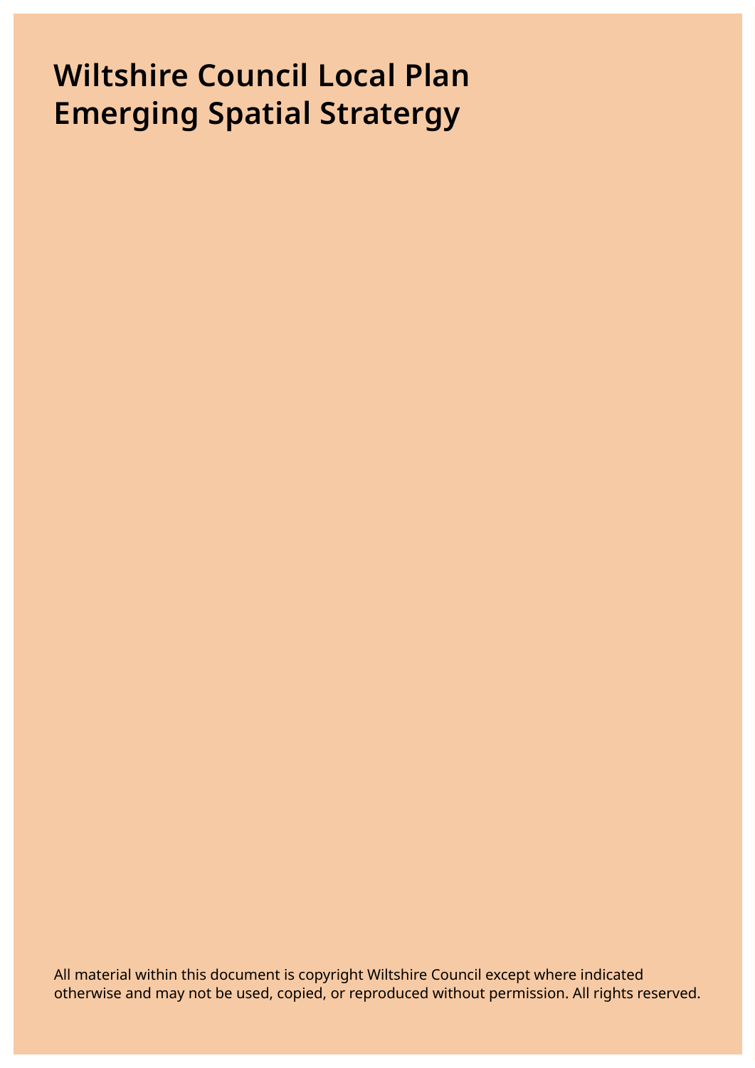# Wiltshire Council Local Plan Emerging Spatial Stratergy

All material within this document is copyright Wiltshire Council except where indicated otherwise and may not be used, copied, or reproduced without permission. All rights reserved.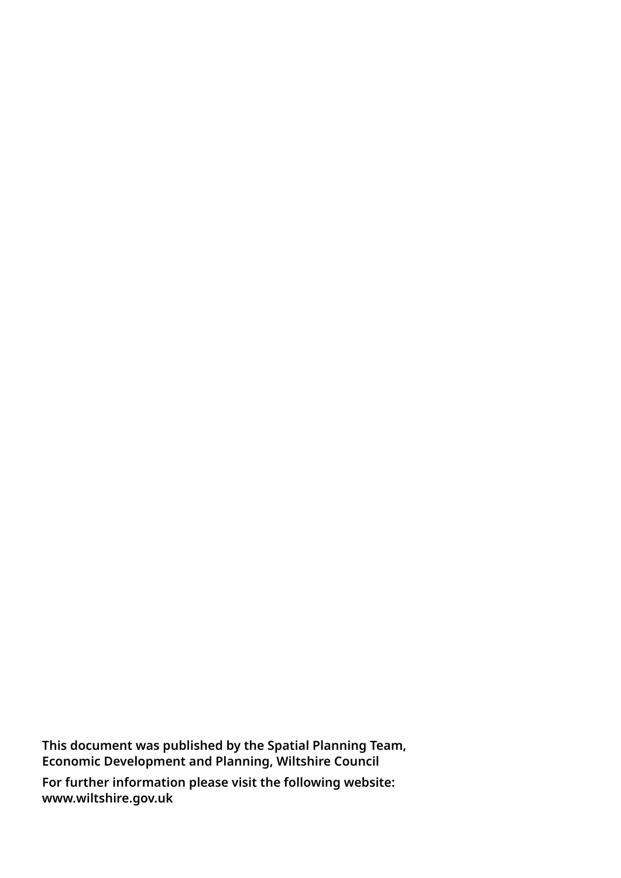**This document was published by the Spatial Planning Team, Economic Development and Planning, Wiltshire Council**

**For further information please visit the following website: www.wiltshire.gov.uk**